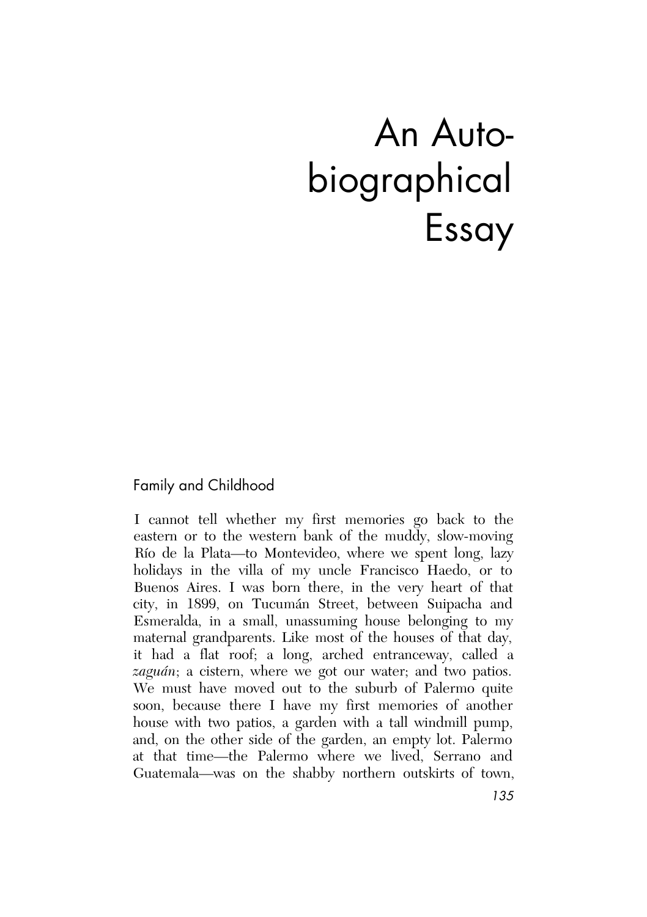# An Autobiographical Essay

## Family and Childhood

I cannot tell whether my first memories go back to the eastern or to the western bank of the muddy, slow-moving Río de la Plata—to Montevideo, where we spent long, lazy holidays in the villa of my uncle Francisco Haedo, or to Buenos Aires. I was born there, in the very heart of that city, in 1899, on Tucumán Street, between Suipacha and Esmeralda, in a small, unassuming house belonging to my maternal grandparents. Like most of the houses of that day, it had a flat roof; a long, arched entranceway, called a *zaguán*; a cistern, where we got our water; and two patios. We must have moved out to the suburb of Palermo quite soon, because there I have my first memories of another house with two patios, a garden with a tall windmill pump, and, on the other side of the garden, an empty lot. Palermo at that time—the Palermo where we lived, Serrano and Guatemala—was on the shabby northern outskirts of town,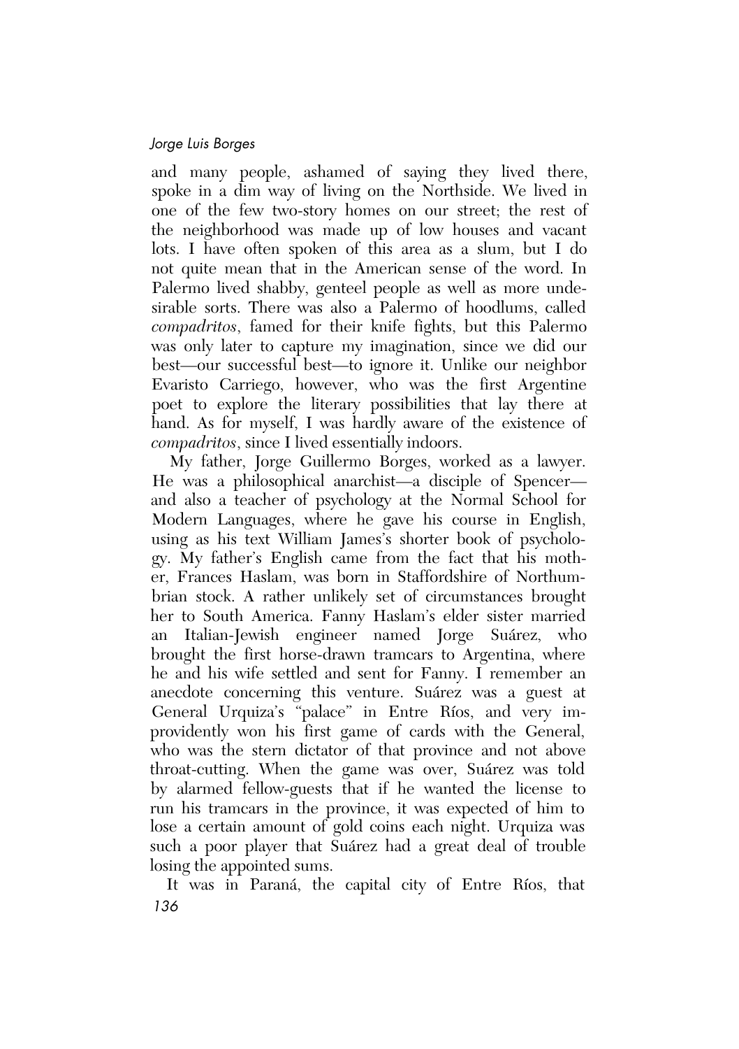and many people, ashamed of saying they lived there, spoke in a dim way of living on the Northside. We lived in one of the few two-story homes on our street; the rest of the neighborhood was made up of low houses and vacant lots. I have often spoken of this area as a slum, but I do not quite mean that in the American sense of the word. In Palermo lived shabby, genteel people as well as more undesirable sorts. There was also a Palermo of hoodlums, called *compadritos*, famed for their knife fights, but this Palermo was only later to capture my imagination, since we did our best—our successful best—to ignore it. Unlike our neighbor Evaristo Carriego, however, who was the first Argentine poet to explore the literary possibilities that lay there at hand. As for myself, I was hardly aware of the existence of *compadritos*, since I lived essentially indoors.

My father, Jorge Guillermo Borges, worked as a lawyer. He was a philosophical anarchist—a disciple of Spencer—and also a teacher of psychology at the Normal School for Modern Languages, where he gave his course in English, using as his text William James's shorter book of psychology. My father's English came from the fact that his mother, Frances Haslam, was born in Staffordshire of Northumbrian stock. A rather unlikely set of circumstances brought her to South America. Fanny Haslam's elder sister married an Italian-Jewish engineer named Jorge Suárez, who brought the first horse-drawn tramcars to Argentina, where he and his wife settled and sent for Fanny. I remember an anecdote concerning this venture. Suárez was a guest at General Urquiza's "palace" in Entre Ríos, and very improvidently won his first game of cards with the General, who was the stern dictator of that province and not above throat-cutting. When the game was over, Suárez was told by alarmed fellow-guests that if he wanted the license to run his tramcars in the province, it was expected of him to lose a certain amount of gold coins each night. Urquiza was such a poor player that Suárez had a great deal of trouble losing the appointed sums.

It was in Paraná, the capital city of Entre Ríos, that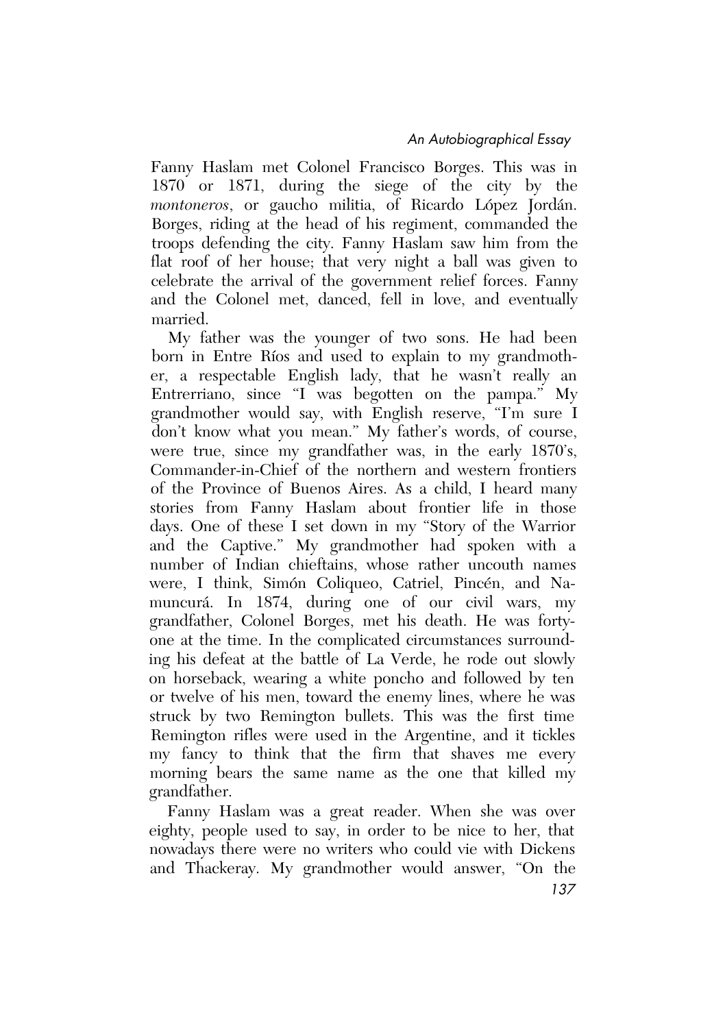Fanny Haslam met Colonel Francisco Borges. This was in 1870 or 1871, during the siege of the city by the *montoneros*, or gaucho militia, of Ricardo López Jordán. Borges, riding at the head of his regiment, commanded the troops defending the city. Fanny Haslam saw him from the flat roof of her house; that very night a ball was given to celebrate the arrival of the government relief forces. Fanny and the Colonel met, danced, fell in love, and eventually married.

My father was the younger of two sons. He had been born in Entre Ríos and used to explain to my grandmother, a respectable English lady, that he wasn't really an Entrerriano, since "I was begotten on the pampa." My grandmother would say, with English reserve, "I'm sure I don't know what you mean." My father's words, of course, were true, since my grandfather was, in the early 1870's, Commander-in-Chief of the northern and western frontiers of the Province of Buenos Aires. As a child, I heard many stories from Fanny Haslam about frontier life in those days. One of these I set down in my "Story of the Warrior and the Captive." My grandmother had spoken with a number of Indian chieftains, whose rather uncouth names were, I think, Simón Coliqueo, Catriel, Pincén, and Namuncurá. In 1874, during one of our civil wars, my grandfather, Colonel Borges, met his death. He was forty-one at the time. In the complicated circumstances surrounding his defeat at the battle of La Verde, he rode out slowly on horseback, wearing a white poncho and followed by ten or twelve of his men, toward the enemy lines, where he was struck by two Remington bullets. This was the first time Remington rifles were used in the Argentine, and it tickles my fancy to think that the firm that shaves me every morning bears the same name as the one that killed my grandfather.

Fanny Haslam was a great reader. When she was over eighty, people used to say, in order to be nice to her, that nowadays there were no writers who could vie with Dickens and Thackeray. My grandmother would answer, "On the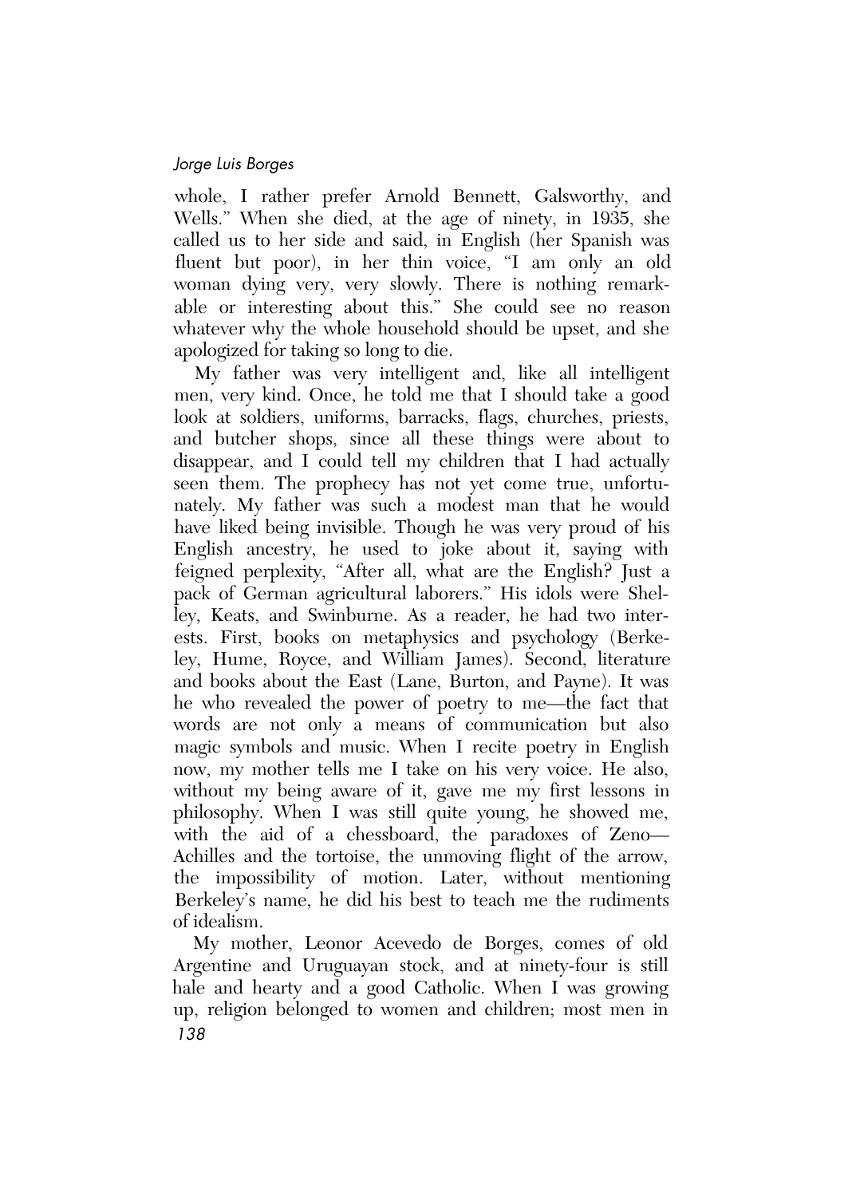whole, I rather prefer Arnold Bennett, Galsworthy, and Wells." When she died, at the age of ninety, in 1935, she called us to her side and said, in English (her Spanish was fluent but poor), in her thin voice, "I am only an old woman dying very, very slowly. There is nothing remarkable or interesting about this." She could see no reason whatever why the whole household should be upset, and she apologized for taking so long to die.

My father was very intelligent and, like all intelligent men, very kind. Once, he told me that I should take a good look at soldiers, uniforms, barracks, flags, churches, priests, and butcher shops, since all these things were about to disappear, and I could tell my children that I had actually seen them. The prophecy has not yet come true, unfortunately. My father was such a modest man that he would have liked being invisible. Though he was very proud of his English ancestry, he used to joke about it, saying with feigned perplexity, "After all, what are the English? Just a pack of German agricultural laborers." His idols were Shelley, Keats, and Swinburne. As a reader, he had two interests. First, books on metaphysics and psychology (Berkeley, Hume, Royce, and William James). Second, literature and books about the East (Lane, Burton, and Payne). It was he who revealed the power of poetry to me—the fact that words are not only a means of communication but also magic symbols and music. When I recite poetry in English now, my mother tells me I take on his very voice. He also, without my being aware of it, gave me my first lessons in philosophy. When I was still quite young, he showed me, with the aid of a chessboard, the paradoxes of Zeno—Achilles and the tortoise, the unmoving flight of the arrow, the impossibility of motion. Later, without mentioning Berkeley's name, he did his best to teach me the rudiments of idealism.

My mother, Leonor Acevedo de Borges, comes of old Argentine and Uruguayan stock, and at ninety-four is still hale and hearty and a good Catholic. When I was growing up, religion belonged to women and children; most men in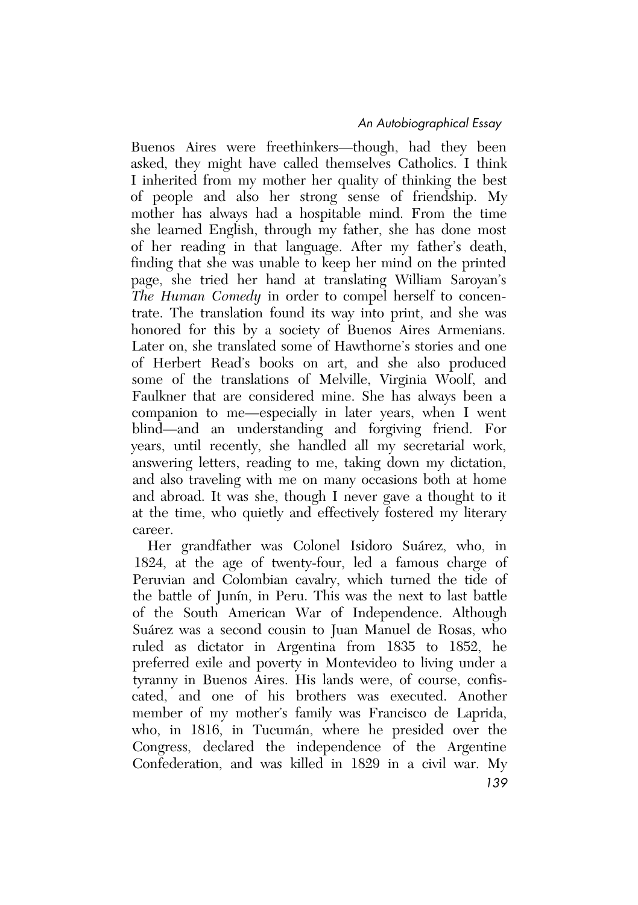Buenos Aires were freethinkers—though, had they been asked, they might have called themselves Catholics. I think I inherited from my mother her quality of thinking the best of people and also her strong sense of friendship. My mother has always had a hospitable mind. From the time she learned English, through my father, she has done most of her reading in that language. After my father's death, finding that she was unable to keep her mind on the printed page, she tried her hand at translating William Saroyan's *The Human Comedy* in order to compel herself to concentrate. The translation found its way into print, and she was honored for this by a society of Buenos Aires Armenians. Later on, she translated some of Hawthorne's stories and one of Herbert Read's books on art, and she also produced some of the translations of Melville, Virginia Woolf, and Faulkner that are considered mine. She has always been a companion to me—especially in later years, when I went blind—and an understanding and forgiving friend. For years, until recently, she handled all my secretarial work, answering letters, reading to me, taking down my dictation, and also traveling with me on many occasions both at home and abroad. It was she, though I never gave a thought to it at the time, who quietly and effectively fostered my literary career.

Her grandfather was Colonel Isidoro Suárez, who, in 1824, at the age of twenty-four, led a famous charge of Peruvian and Colombian cavalry, which turned the tide of the battle of Junín, in Peru. This was the next to last battle of the South American War of Independence. Although Suárez was a second cousin to Juan Manuel de Rosas, who ruled as dictator in Argentina from 1835 to 1852, he preferred exile and poverty in Montevideo to living under a tyranny in Buenos Aires. His lands were, of course, confiscated, and one of his brothers was executed. Another member of my mother's family was Francisco de Laprida, who, in 1816, in Tucumán, where he presided over the Congress, declared the independence of the Argentine Confederation, and was killed in 1829 in a civil war. My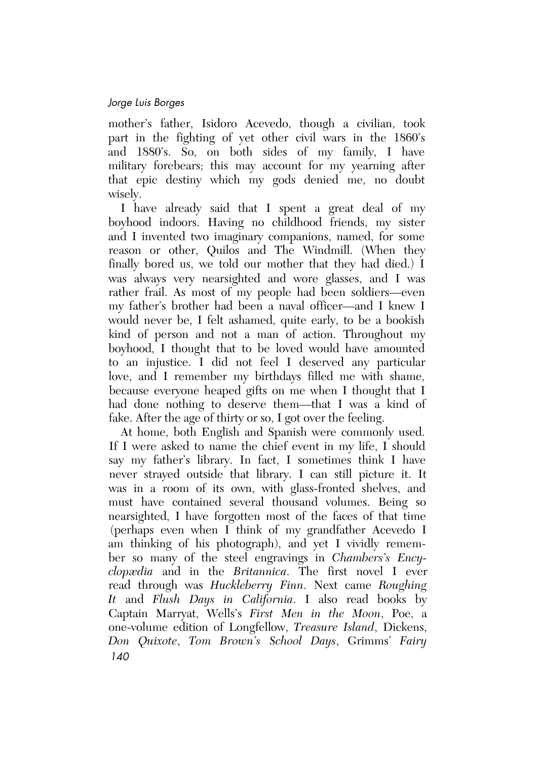mother's father, Isidoro Acevedo, though a civilian, took part in the fighting of yet other civil wars in the 1860's and 1880's. So, on both sides of my family, I have military forebears; this may account for my yearning after that epic destiny which my gods denied me, no doubt wisely.

I have already said that I spent a great deal of my boyhood indoors. Having no childhood friends, my sister and I invented two imaginary companions, named, for some reason or other, Quilos and The Windmill. (When they finally bored us, we told our mother that they had died.) I was always very nearsighted and wore glasses, and I was rather frail. As most of my people had been soldiers—even my father's brother had been a naval officer—and I knew I would never be, I felt ashamed, quite early, to be a bookish kind of person and not a man of action. Throughout my boyhood, I thought that to be loved would have amounted to an injustice. I did not feel I deserved any particular love, and I remember my birthdays filled me with shame, because everyone heaped gifts on me when I thought that I had done nothing to deserve them—that I was a kind of fake. After the age of thirty or so, I got over the feeling.

At home, both English and Spanish were commonly used. If I were asked to name the chief event in my life, I should say my father's library. In fact, I sometimes think I have never strayed outside that library. I can still picture it. It was in a room of its own, with glass-fronted shelves, and must have contained several thousand volumes. Being so nearsighted, I have forgotten most of the faces of that time (perhaps even when I think of my grandfather Acevedo I am thinking of his photograph), and yet I vividly remember so many of the steel engravings in *Chambers's Encyclopædia* and in the *Britannica*. The first novel I ever read through was *Huckleberry Finn*. Next came *Roughing It* and *Flush Days in California*. I also read books by Captain Marryat, Wells's *First Men in the Moon*, Poe, a one-volume edition of Longfellow, *Treasure Island*, Dickens, *Don Quixote*, *Tom Brown's School Days*, Grimms' *Fairy*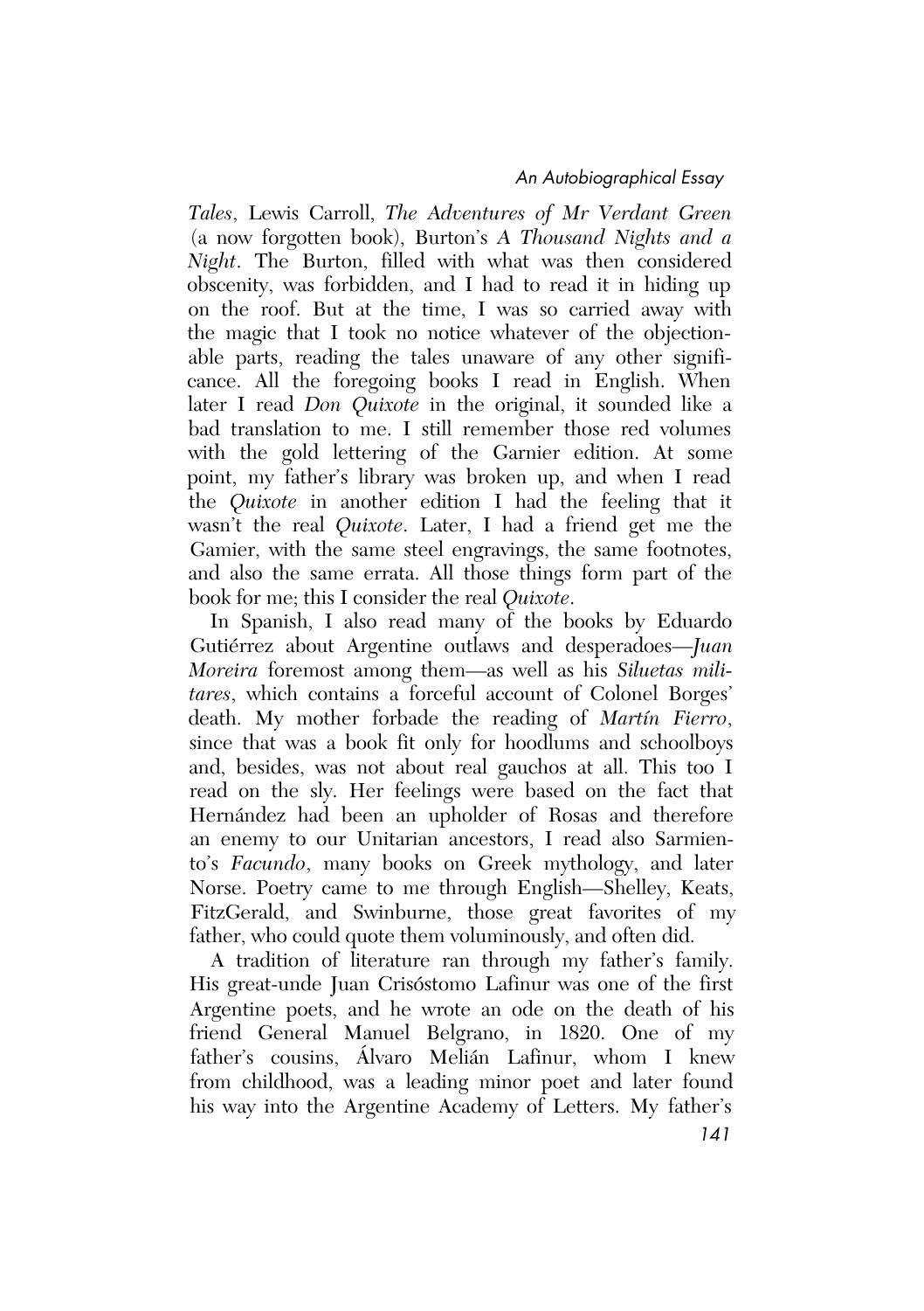*Tales*, Lewis Carroll, *The Adventures of Mr Verdant Green* (a now forgotten book), Burton's *A Thousand Nights and a Night*. The Burton, filled with what was then considered obscenity, was forbidden, and I had to read it in hiding up on the roof. But at the time, I was so carried away with the magic that I took no notice whatever of the objectionable parts, reading the tales unaware of any other significance. All the foregoing books I read in English. When later I read *Don Quixote* in the original, it sounded like a bad translation to me. I still remember those red volumes with the gold lettering of the Garnier edition. At some point, my father's library was broken up, and when I read the *Quixote* in another edition I had the feeling that it wasn't the real *Quixote*. Later, I had a friend get me the Gamier, with the same steel engravings, the same footnotes, and also the same errata. All those things form part of the book for me; this I consider the real *Quixote*.

In Spanish, I also read many of the books by Eduardo Gutiérrez about Argentine outlaws and desperadoes—*Juan Moreira* foremost among them—as well as his *Siluetas militares*, which contains a forceful account of Colonel Borges' death. My mother forbade the reading of *Martín Fierro*, since that was a book fit only for hoodlums and schoolboys and, besides, was not about real gauchos at all. This too I read on the sly. Her feelings were based on the fact that Hernández had been an upholder of Rosas and therefore an enemy to our Unitarian ancestors, I read also Sarmiento's *Facundo*, many books on Greek mythology, and later Norse. Poetry came to me through English—Shelley, Keats, FitzGerald, and Swinburne, those great favorites of my father, who could quote them voluminously, and often did.

A tradition of literature ran through my father's family. His great-unde Juan Crisóstomo Lafinur was one of the first Argentine poets, and he wrote an ode on the death of his friend General Manuel Belgrano, in 1820. One of my father's cousins, Álvaro Melián Lafinur, whom I knew from childhood, was a leading minor poet and later found his way into the Argentine Academy of Letters. My father's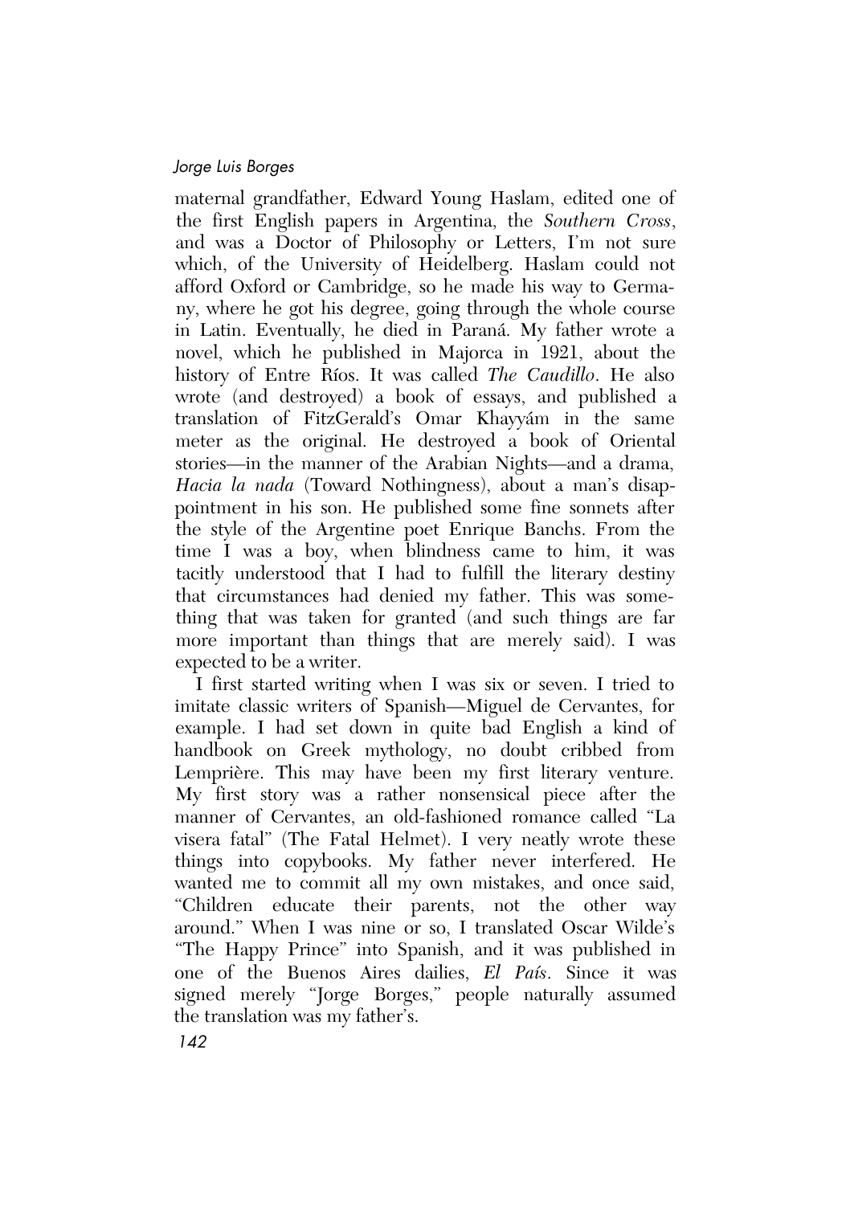maternal grandfather, Edward Young Haslam, edited one of the first English papers in Argentina, the *Southern Cross*, and was a Doctor of Philosophy or Letters, I'm not sure which, of the University of Heidelberg. Haslam could not afford Oxford or Cambridge, so he made his way to Germany, where he got his degree, going through the whole course in Latin. Eventually, he died in Paraná. My father wrote a novel, which he published in Majorca in 1921, about the history of Entre Ríos. It was called *The Caudillo*. He also wrote (and destroyed) a book of essays, and published a translation of FitzGerald's Omar Khayyám in the same meter as the original. He destroyed a book of Oriental stories—in the manner of the Arabian Nights—and a drama, *Hacia la nada* (Toward Nothingness), about a man's disappointment in his son. He published some fine sonnets after the style of the Argentine poet Enrique Banchs. From the time I was a boy, when blindness came to him, it was tacitly understood that I had to fulfill the literary destiny that circumstances had denied my father. This was something that was taken for granted (and such things are far more important than things that are merely said). I was expected to be a writer.

I first started writing when I was six or seven. I tried to imitate classic writers of Spanish—Miguel de Cervantes, for example. I had set down in quite bad English a kind of handbook on Greek mythology, no doubt cribbed from Lemprière. This may have been my first literary venture. My first story was a rather nonsensical piece after the manner of Cervantes, an old-fashioned romance called "La visera fatal" (The Fatal Helmet). I very neatly wrote these things into copybooks. My father never interfered. He wanted me to commit all my own mistakes, and once said, "Children educate their parents, not the other way around." When I was nine or so, I translated Oscar Wilde's "The Happy Prince" into Spanish, and it was published in one of the Buenos Aires dailies, *El País*. Since it was signed merely "Jorge Borges," people naturally assumed the translation was my father's.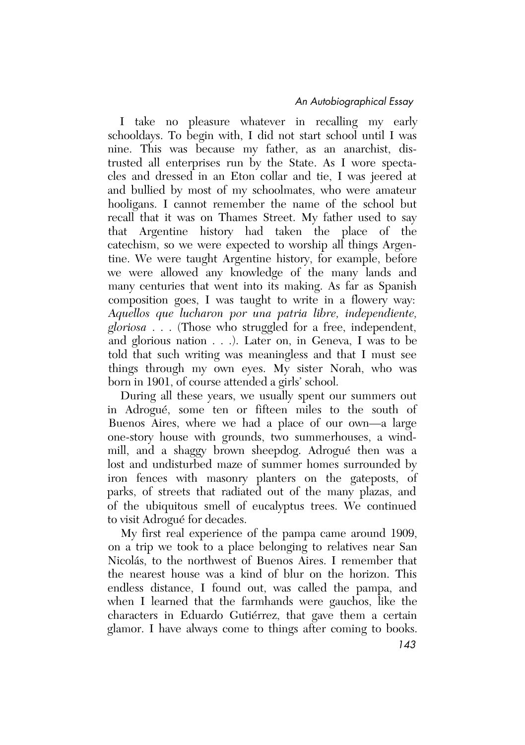I take no pleasure whatever in recalling my early schooldays. To begin with, I did not start school until I was nine. This was because my father, as an anarchist, distrusted all enterprises run by the State. As I wore spectacles and dressed in an Eton collar and tie, I was jeered at and bullied by most of my schoolmates, who were amateur hooligans. I cannot remember the name of the school but recall that it was on Thames Street. My father used to say that Argentine history had taken the place of the catechism, so we were expected to worship all things Argentine. We were taught Argentine history, for example, before we were allowed any knowledge of the many lands and many centuries that went into its making. As far as Spanish composition goes, I was taught to write in a flowery way: *Aquellos que lucharon por una patria libre, independiente, gloriosa* . . . (Those who struggled for a free, independent, and glorious nation . . .). Later on, in Geneva, I was to be told that such writing was meaningless and that I must see things through my own eyes. My sister Norah, who was born in 1901, of course attended a girls' school.

During all these years, we usually spent our summers out in Adrogué, some ten or fifteen miles to the south of Buenos Aires, where we had a place of our own—a large one-story house with grounds, two summerhouses, a windmill, and a shaggy brown sheepdog. Adrogué then was a lost and undisturbed maze of summer homes surrounded by iron fences with masonry planters on the gateposts, of parks, of streets that radiated out of the many plazas, and of the ubiquitous smell of eucalyptus trees. We continued to visit Adrogué for decades.

My first real experience of the pampa came around 1909, on a trip we took to a place belonging to relatives near San Nicolás, to the northwest of Buenos Aires. I remember that the nearest house was a kind of blur on the horizon. This endless distance, I found out, was called the pampa, and when I learned that the farmhands were gauchos, like the characters in Eduardo Gutiérrez, that gave them a certain glamor. I have always come to things after coming to books.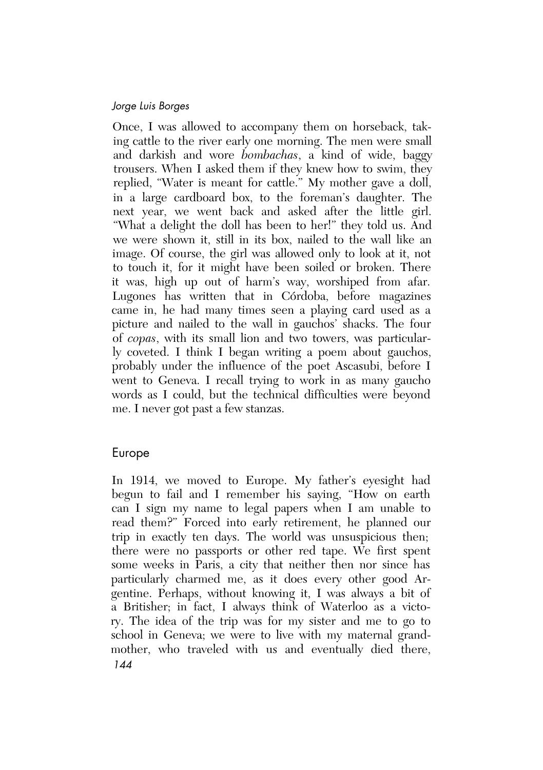Once, I was allowed to accompany them on horseback, taking cattle to the river early one morning. The men were small and darkish and wore *bombachas*, a kind of wide, baggy trousers. When I asked them if they knew how to swim, they replied, "Water is meant for cattle." My mother gave a doll, in a large cardboard box, to the foreman's daughter. The next year, we went back and asked after the little girl. "What a delight the doll has been to her!" they told us. And we were shown it, still in its box, nailed to the wall like an image. Of course, the girl was allowed only to look at it, not to touch it, for it might have been soiled or broken. There it was, high up out of harm's way, worshiped from afar. Lugones has written that in Córdoba, before magazines came in, he had many times seen a playing card used as a picture and nailed to the wall in gauchos' shacks. The four of *copas*, with its small lion and two towers, was particularly coveted. I think I began writing a poem about gauchos, probably under the influence of the poet Ascasubi, before I went to Geneva. I recall trying to work in as many gaucho words as I could, but the technical difficulties were beyond me. I never got past a few stanzas.

## Europe

In 1914, we moved to Europe. My father's eyesight had begun to fail and I remember his saying, "How on earth can I sign my name to legal papers when I am unable to read them?" Forced into early retirement, he planned our trip in exactly ten days. The world was unsuspicious then; there were no passports or other red tape. We first spent some weeks in Paris, a city that neither then nor since has particularly charmed me, as it does every other good Argentine. Perhaps, without knowing it, I was always a bit of a Britisher; in fact, I always think of Waterloo as a victory. The idea of the trip was for my sister and me to go to school in Geneva; we were to live with my maternal grandmother, who traveled with us and eventually died there,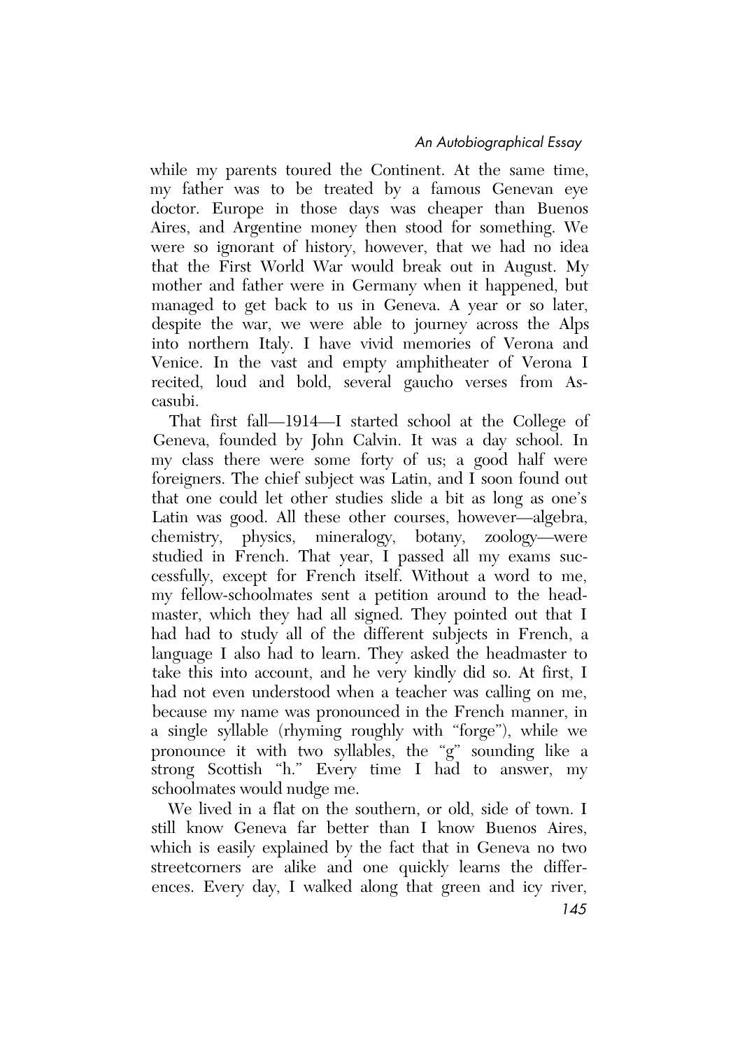while my parents toured the Continent. At the same time, my father was to be treated by a famous Genevan eye doctor. Europe in those days was cheaper than Buenos Aires, and Argentine money then stood for something. We were so ignorant of history, however, that we had no idea that the First World War would break out in August. My mother and father were in Germany when it happened, but managed to get back to us in Geneva. A year or so later, despite the war, we were able to journey across the Alps into northern Italy. I have vivid memories of Verona and Venice. In the vast and empty amphitheater of Verona I recited, loud and bold, several gaucho verses from Ascasubi.

That first fall—1914—I started school at the College of Geneva, founded by John Calvin. It was a day school. In my class there were some forty of us; a good half were foreigners. The chief subject was Latin, and I soon found out that one could let other studies slide a bit as long as one's Latin was good. All these other courses, however—algebra, chemistry, physics, mineralogy, botany, zoology—were studied in French. That year, I passed all my exams successfully, except for French itself. Without a word to me, my fellow-schoolmates sent a petition around to the headmaster, which they had all signed. They pointed out that I had had to study all of the different subjects in French, a language I also had to learn. They asked the headmaster to take this into account, and he very kindly did so. At first, I had not even understood when a teacher was calling on me, because my name was pronounced in the French manner, in a single syllable (rhyming roughly with "forge"), while we pronounce it with two syllables, the "g" sounding like a strong Scottish "h." Every time I had to answer, my schoolmates would nudge me.

We lived in a flat on the southern, or old, side of town. I still know Geneva far better than I know Buenos Aires, which is easily explained by the fact that in Geneva no two streetcorners are alike and one quickly learns the differences. Every day, I walked along that green and icy river,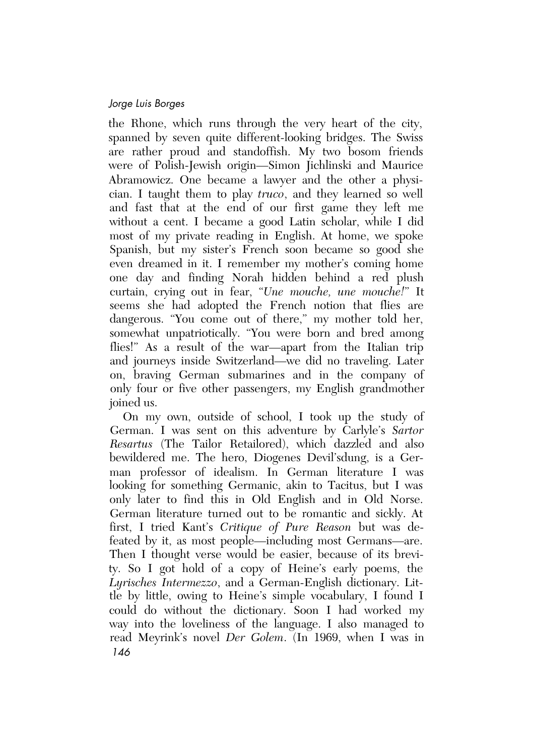the Rhone, which runs through the very heart of the city, spanned by seven quite different-looking bridges. The Swiss are rather proud and standoffish. My two bosom friends were of Polish-Jewish origin—Simon Jichlinski and Maurice Abramowicz. One became a lawyer and the other a physician. I taught them to play *truco*, and they learned so well and fast that at the end of our first game they left me without a cent. I became a good Latin scholar, while I did most of my private reading in English. At home, we spoke Spanish, but my sister's French soon became so good she even dreamed in it. I remember my mother's coming home one day and finding Norah hidden behind a red plush curtain, crying out in fear, "*Une mouche, une mouche!*" It seems she had adopted the French notion that flies are dangerous. "You come out of there," my mother told her, somewhat unpatriotically. "You were born and bred among flies!" As a result of the war—apart from the Italian trip and journeys inside Switzerland—we did no traveling. Later on, braving German submarines and in the company of only four or five other passengers, my English grandmother joined us.

On my own, outside of school, I took up the study of German. I was sent on this adventure by Carlyle's *Sartor Resartus* (The Tailor Retailored), which dazzled and also bewildered me. The hero, Diogenes Devil'sdung, is a German professor of idealism. In German literature I was looking for something Germanic, akin to Tacitus, but I was only later to find this in Old English and in Old Norse. German literature turned out to be romantic and sickly. At first, I tried Kant's *Critique of Pure Reason* but was defeated by it, as most people—including most Germans—are. Then I thought verse would be easier, because of its brevity. So I got hold of a copy of Heine's early poems, the *Lyrisches Intermezzo*, and a German-English dictionary. Little by little, owing to Heine's simple vocabulary, I found I could do without the dictionary. Soon I had worked my way into the loveliness of the language. I also managed to read Meyrink's novel *Der Golem*. (In 1969, when I was in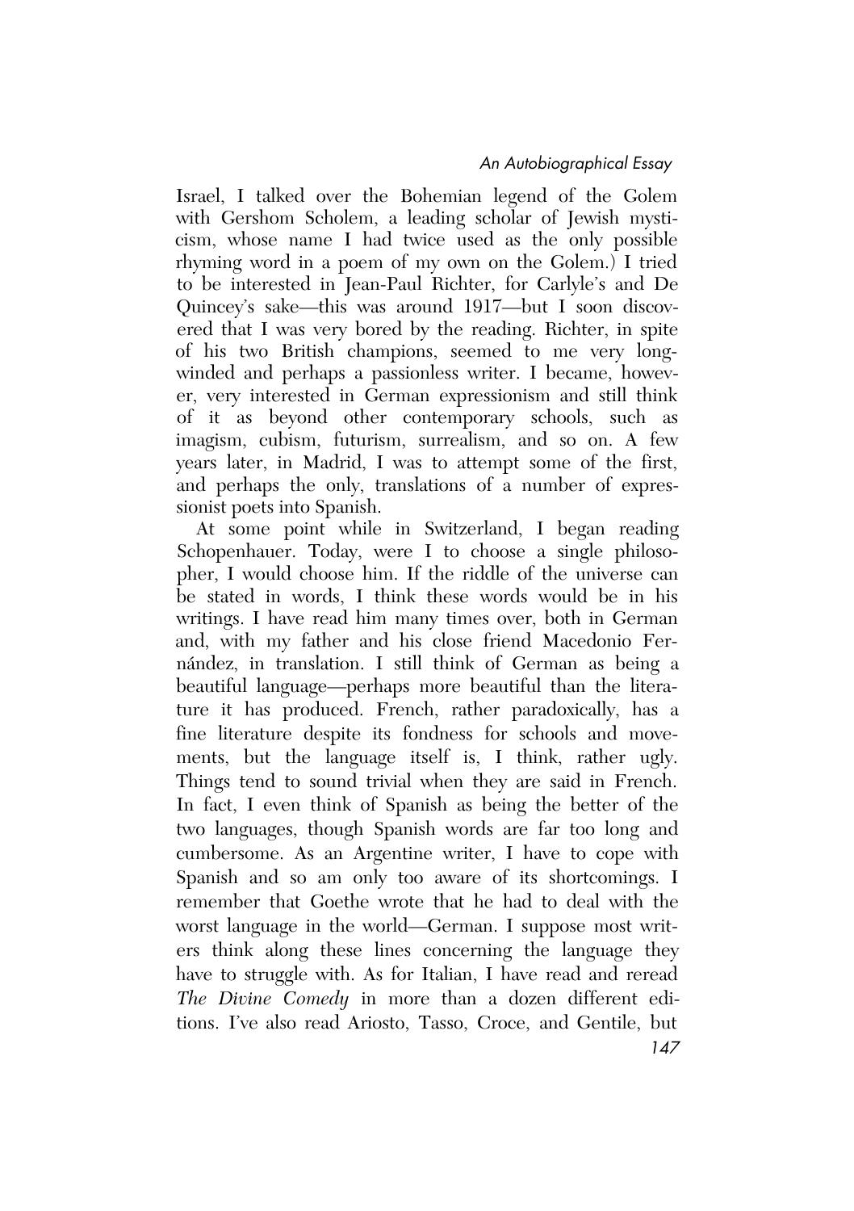Israel, I talked over the Bohemian legend of the Golem with Gershom Scholem, a leading scholar of Jewish mysticism, whose name I had twice used as the only possible rhyming word in a poem of my own on the Golem.) I tried to be interested in Jean-Paul Richter, for Carlyle's and De Quincey's sake—this was around 1917—but I soon discovered that I was very bored by the reading. Richter, in spite of his two British champions, seemed to me very long-winded and perhaps a passionless writer. I became, however, very interested in German expressionism and still think of it as beyond other contemporary schools, such as imagism, cubism, futurism, surrealism, and so on. A few years later, in Madrid, I was to attempt some of the first, and perhaps the only, translations of a number of expressionist poets into Spanish.

At some point while in Switzerland, I began reading Schopenhauer. Today, were I to choose a single philosopher, I would choose him. If the riddle of the universe can be stated in words, I think these words would be in his writings. I have read him many times over, both in German and, with my father and his close friend Macedonio Fernández, in translation. I still think of German as being a beautiful language—perhaps more beautiful than the literature it has produced. French, rather paradoxically, has a fine literature despite its fondness for schools and movements, but the language itself is, I think, rather ugly. Things tend to sound trivial when they are said in French. In fact, I even think of Spanish as being the better of the two languages, though Spanish words are far too long and cumbersome. As an Argentine writer, I have to cope with Spanish and so am only too aware of its shortcomings. I remember that Goethe wrote that he had to deal with the worst language in the world—German. I suppose most writers think along these lines concerning the language they have to struggle with. As for Italian, I have read and reread *The Divine Comedy* in more than a dozen different editions. I've also read Ariosto, Tasso, Croce, and Gentile, but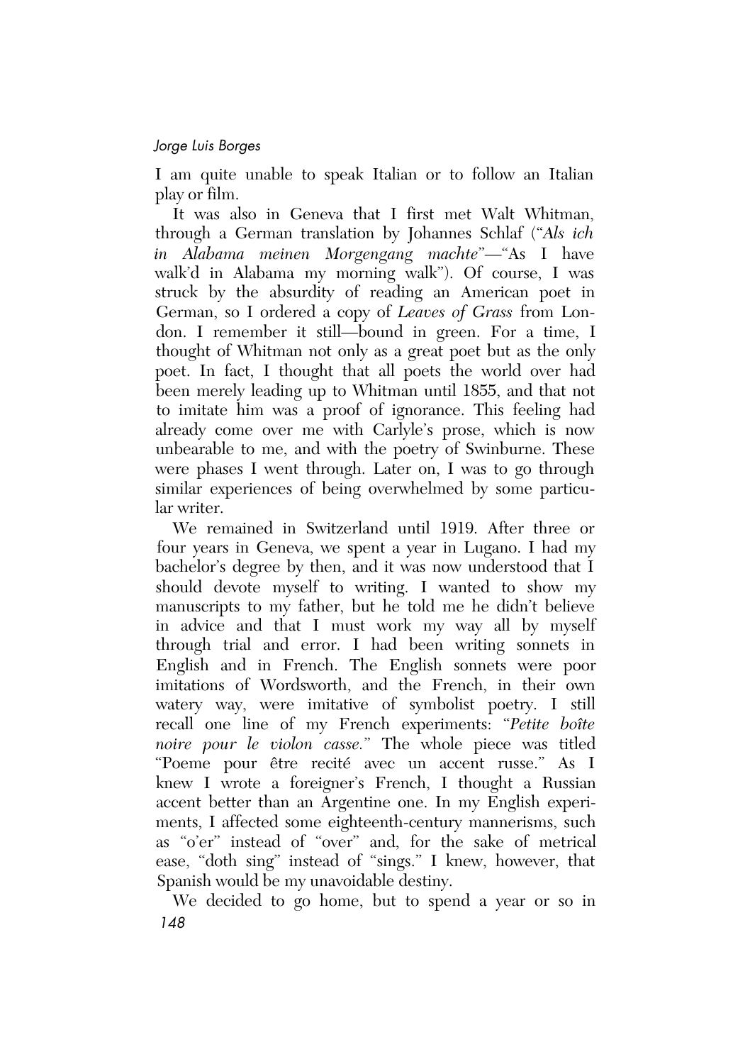I am quite unable to speak Italian or to follow an Italian play or film.

It was also in Geneva that I first met Walt Whitman, through a German translation by Johannes Schlaf ("*Als ich in Alabama meinen Morgengang machte*"—"As I have walk'd in Alabama my morning walk"). Of course, I was struck by the absurdity of reading an American poet in German, so I ordered a copy of *Leaves of Grass* from London. I remember it still—bound in green. For a time, I thought of Whitman not only as a great poet but as the only poet. In fact, I thought that all poets the world over had been merely leading up to Whitman until 1855, and that not to imitate him was a proof of ignorance. This feeling had already come over me with Carlyle's prose, which is now unbearable to me, and with the poetry of Swinburne. These were phases I went through. Later on, I was to go through similar experiences of being overwhelmed by some particular writer.

We remained in Switzerland until 1919. After three or four years in Geneva, we spent a year in Lugano. I had my bachelor's degree by then, and it was now understood that I should devote myself to writing. I wanted to show my manuscripts to my father, but he told me he didn't believe in advice and that I must work my way all by myself through trial and error. I had been writing sonnets in English and in French. The English sonnets were poor imitations of Wordsworth, and the French, in their own watery way, were imitative of symbolist poetry. I still recall one line of my French experiments: "*Petite boîte noire pour le violon casse.*" The whole piece was titled "Poeme pour être recité avec un accent russe." As I knew I wrote a foreigner's French, I thought a Russian accent better than an Argentine one. In my English experiments, I affected some eighteenth-century mannerisms, such as "o'er" instead of "over" and, for the sake of metrical ease, "doth sing" instead of "sings." I knew, however, that Spanish would be my unavoidable destiny.

We decided to go home, but to spend a year or so in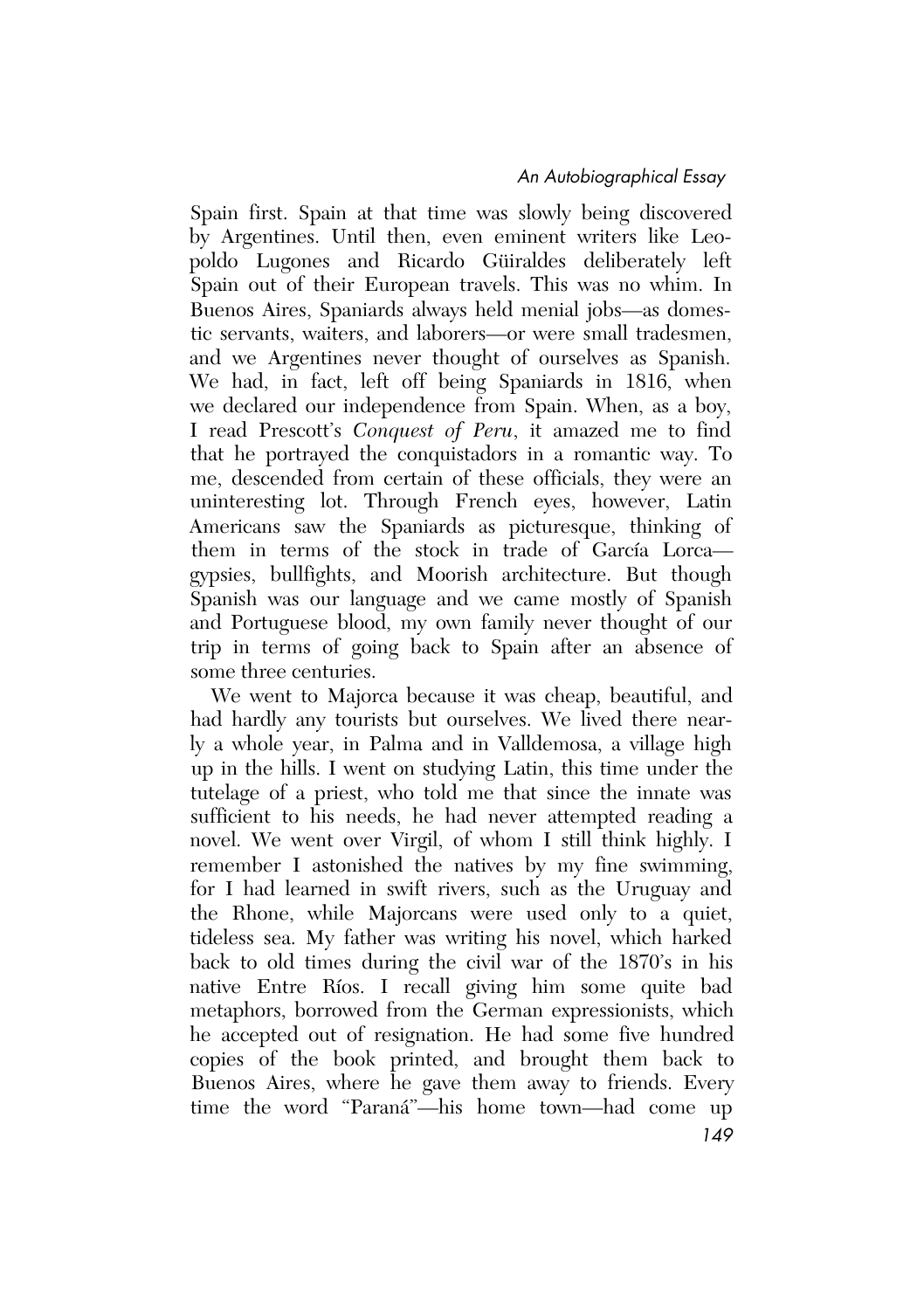Spain first. Spain at that time was slowly being discovered by Argentines. Until then, even eminent writers like Leopoldo Lugones and Ricardo Güiraldes deliberately left Spain out of their European travels. This was no whim. In Buenos Aires, Spaniards always held menial jobs—as domestic servants, waiters, and laborers—or were small tradesmen, and we Argentines never thought of ourselves as Spanish. We had, in fact, left off being Spaniards in 1816, when we declared our independence from Spain. When, as a boy, I read Prescott's *Conquest of Peru*, it amazed me to find that he portrayed the conquistadors in a romantic way. To me, descended from certain of these officials, they were an uninteresting lot. Through French eyes, however, Latin Americans saw the Spaniards as picturesque, thinking of them in terms of the stock in trade of García Lorca—gypsies, bullfights, and Moorish architecture. But though Spanish was our language and we came mostly of Spanish and Portuguese blood, my own family never thought of our trip in terms of going back to Spain after an absence of some three centuries.

We went to Majorca because it was cheap, beautiful, and had hardly any tourists but ourselves. We lived there nearly a whole year, in Palma and in Valldemosa, a village high up in the hills. I went on studying Latin, this time under the tutelage of a priest, who told me that since the innate was sufficient to his needs, he had never attempted reading a novel. We went over Virgil, of whom I still think highly. I remember I astonished the natives by my fine swimming, for I had learned in swift rivers, such as the Uruguay and the Rhone, while Majorcans were used only to a quiet, tideless sea. My father was writing his novel, which harked back to old times during the civil war of the 1870's in his native Entre Ríos. I recall giving him some quite bad metaphors, borrowed from the German expressionists, which he accepted out of resignation. He had some five hundred copies of the book printed, and brought them back to Buenos Aires, where he gave them away to friends. Every time the word "Paraná"—his home town—had come up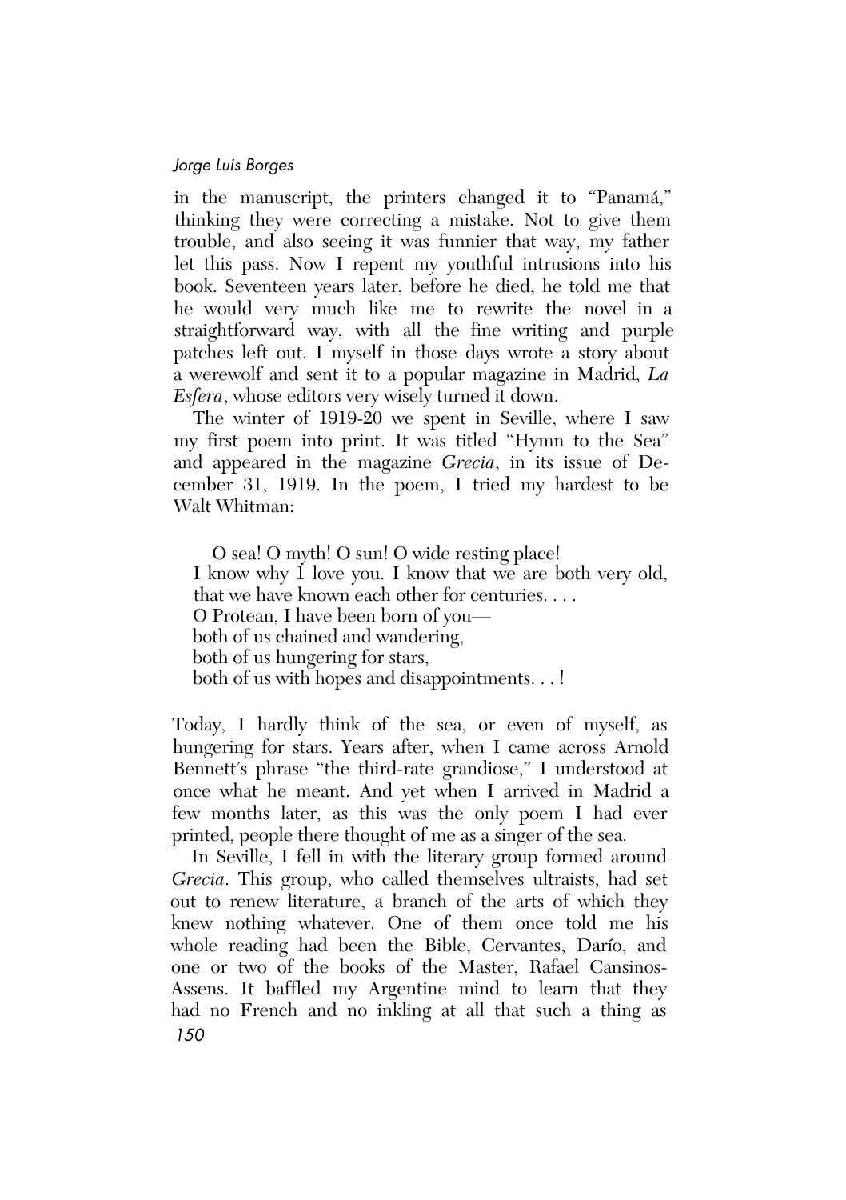in the manuscript, the printers changed it to "Panamá," thinking they were correcting a mistake. Not to give them trouble, and also seeing it was funnier that way, my father let this pass. Now I repent my youthful intrusions into his book. Seventeen years later, before he died, he told me that he would very much like me to rewrite the novel in a straightforward way, with all the fine writing and purple patches left out. I myself in those days wrote a story about a werewolf and sent it to a popular magazine in Madrid, *La Esfera*, whose editors very wisely turned it down.

The winter of 1919-20 we spent in Seville, where I saw my first poem into print. It was titled "Hymn to the Sea" and appeared in the magazine *Grecia*, in its issue of December 31, 1919. In the poem, I tried my hardest to be Walt Whitman:

> O sea! O myth! O sun! O wide resting place!
> I know why I love you. I know that we are both very old,
> that we have known each other for centuries. . . .
> O Protean, I have been born of you—
> both of us chained and wandering,
> both of us hungering for stars,
> both of us with hopes and disappointments. . . !

Today, I hardly think of the sea, or even of myself, as hungering for stars. Years after, when I came across Arnold Bennett's phrase "the third-rate grandiose," I understood at once what he meant. And yet when I arrived in Madrid a few months later, as this was the only poem I had ever printed, people there thought of me as a singer of the sea.

In Seville, I fell in with the literary group formed around *Grecia*. This group, who called themselves ultraists, had set out to renew literature, a branch of the arts of which they knew nothing whatever. One of them once told me his whole reading had been the Bible, Cervantes, Darío, and one or two of the books of the Master, Rafael Cansinos-Assens. It baffled my Argentine mind to learn that they had no French and no inkling at all that such a thing as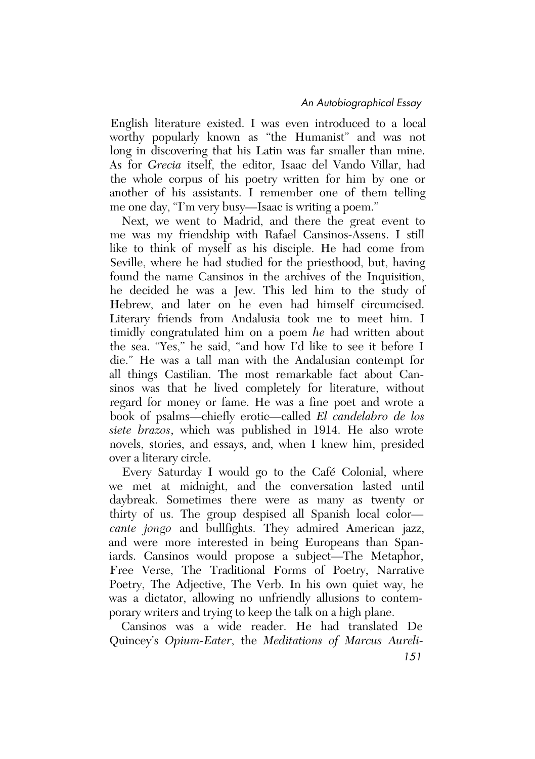English literature existed. I was even introduced to a local worthy popularly known as "the Humanist" and was not long in discovering that his Latin was far smaller than mine. As for *Grecia* itself, the editor, Isaac del Vando Villar, had the whole corpus of his poetry written for him by one or another of his assistants. I remember one of them telling me one day, "I'm very busy—Isaac is writing a poem."

Next, we went to Madrid, and there the great event to me was my friendship with Rafael Cansinos-Assens. I still like to think of myself as his disciple. He had come from Seville, where he had studied for the priesthood, but, having found the name Cansinos in the archives of the Inquisition, he decided he was a Jew. This led him to the study of Hebrew, and later on he even had himself circumcised. Literary friends from Andalusia took me to meet him. I timidly congratulated him on a poem *he* had written about the sea. "Yes," he said, "and how I'd like to see it before I die." He was a tall man with the Andalusian contempt for all things Castilian. The most remarkable fact about Cansinos was that he lived completely for literature, without regard for money or fame. He was a fine poet and wrote a book of psalms—chiefly erotic—called *El candelabro de los siete brazos*, which was published in 1914. He also wrote novels, stories, and essays, and, when I knew him, presided over a literary circle.

Every Saturday I would go to the Café Colonial, where we met at midnight, and the conversation lasted until daybreak. Sometimes there were as many as twenty or thirty of us. The group despised all Spanish local color—*cante jongo* and bullfights. They admired American jazz, and were more interested in being Europeans than Spaniards. Cansinos would propose a subject—The Metaphor, Free Verse, The Traditional Forms of Poetry, Narrative Poetry, The Adjective, The Verb. In his own quiet way, he was a dictator, allowing no unfriendly allusions to contemporary writers and trying to keep the talk on a high plane.

Cansinos was a wide reader. He had translated De Quincey's *Opium-Eater*, the *Meditations of Marcus Aureli-*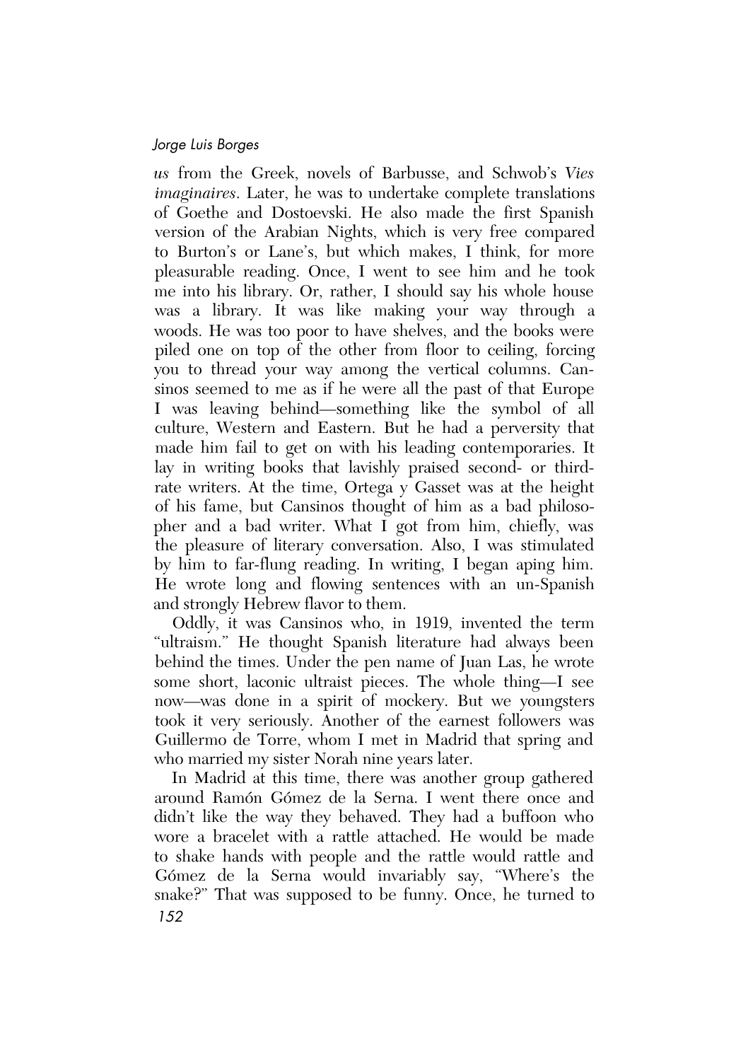*us* from the Greek, novels of Barbusse, and Schwob's *Vies imaginaires*. Later, he was to undertake complete translations of Goethe and Dostoevski. He also made the first Spanish version of the Arabian Nights, which is very free compared to Burton's or Lane's, but which makes, I think, for more pleasurable reading. Once, I went to see him and he took me into his library. Or, rather, I should say his whole house was a library. It was like making your way through a woods. He was too poor to have shelves, and the books were piled one on top of the other from floor to ceiling, forcing you to thread your way among the vertical columns. Cansinos seemed to me as if he were all the past of that Europe I was leaving behind—something like the symbol of all culture, Western and Eastern. But he had a perversity that made him fail to get on with his leading contemporaries. It lay in writing books that lavishly praised second- or third-rate writers. At the time, Ortega y Gasset was at the height of his fame, but Cansinos thought of him as a bad philosopher and a bad writer. What I got from him, chiefly, was the pleasure of literary conversation. Also, I was stimulated by him to far-flung reading. In writing, I began aping him. He wrote long and flowing sentences with an un-Spanish and strongly Hebrew flavor to them.

Oddly, it was Cansinos who, in 1919, invented the term "ultraism." He thought Spanish literature had always been behind the times. Under the pen name of Juan Las, he wrote some short, laconic ultraist pieces. The whole thing—I see now—was done in a spirit of mockery. But we youngsters took it very seriously. Another of the earnest followers was Guillermo de Torre, whom I met in Madrid that spring and who married my sister Norah nine years later.

In Madrid at this time, there was another group gathered around Ramón Gómez de la Serna. I went there once and didn't like the way they behaved. They had a buffoon who wore a bracelet with a rattle attached. He would be made to shake hands with people and the rattle would rattle and Gómez de la Serna would invariably say, "Where's the snake?" That was supposed to be funny. Once, he turned to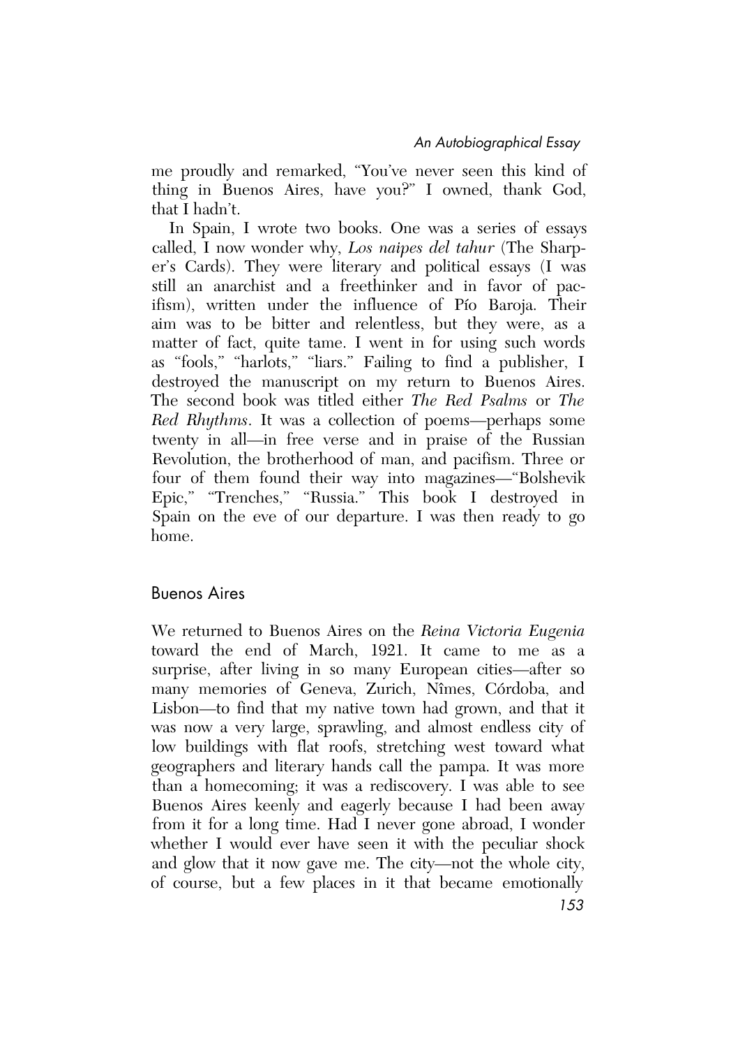me proudly and remarked, "You've never seen this kind of thing in Buenos Aires, have you?" I owned, thank God, that I hadn't.

In Spain, I wrote two books. One was a series of essays called, I now wonder why, *Los naipes del tahur* (The Sharper's Cards). They were literary and political essays (I was still an anarchist and a freethinker and in favor of pacifism), written under the influence of Pío Baroja. Their aim was to be bitter and relentless, but they were, as a matter of fact, quite tame. I went in for using such words as "fools," "harlots," "liars." Failing to find a publisher, I destroyed the manuscript on my return to Buenos Aires. The second book was titled either *The Red Psalms* or *The Red Rhythms*. It was a collection of poems—perhaps some twenty in all—in free verse and in praise of the Russian Revolution, the brotherhood of man, and pacifism. Three or four of them found their way into magazines—"Bolshevik Epic," "Trenches," "Russia." This book I destroyed in Spain on the eve of our departure. I was then ready to go home.

## Buenos Aires

We returned to Buenos Aires on the *Reina Victoria Eugenia* toward the end of March, 1921. It came to me as a surprise, after living in so many European cities—after so many memories of Geneva, Zurich, Nîmes, Córdoba, and Lisbon—to find that my native town had grown, and that it was now a very large, sprawling, and almost endless city of low buildings with flat roofs, stretching west toward what geographers and literary hands call the pampa. It was more than a homecoming; it was a rediscovery. I was able to see Buenos Aires keenly and eagerly because I had been away from it for a long time. Had I never gone abroad, I wonder whether I would ever have seen it with the peculiar shock and glow that it now gave me. The city—not the whole city, of course, but a few places in it that became emotionally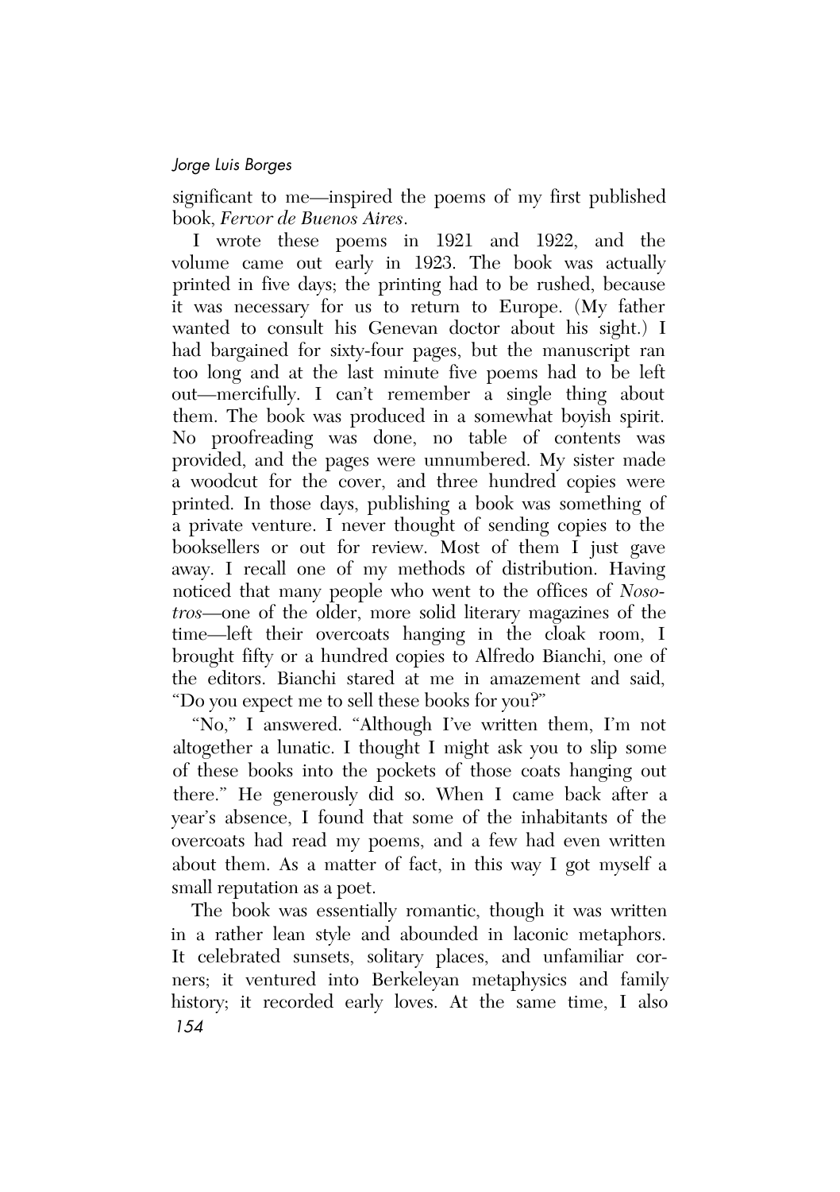significant to me—inspired the poems of my first published book, *Fervor de Buenos Aires*.

I wrote these poems in 1921 and 1922, and the volume came out early in 1923. The book was actually printed in five days; the printing had to be rushed, because it was necessary for us to return to Europe. (My father wanted to consult his Genevan doctor about his sight.) I had bargained for sixty-four pages, but the manuscript ran too long and at the last minute five poems had to be left out—mercifully. I can't remember a single thing about them. The book was produced in a somewhat boyish spirit. No proofreading was done, no table of contents was provided, and the pages were unnumbered. My sister made a woodcut for the cover, and three hundred copies were printed. In those days, publishing a book was something of a private venture. I never thought of sending copies to the booksellers or out for review. Most of them I just gave away. I recall one of my methods of distribution. Having noticed that many people who went to the offices of *Nosotros*—one of the older, more solid literary magazines of the time—left their overcoats hanging in the cloak room, I brought fifty or a hundred copies to Alfredo Bianchi, one of the editors. Bianchi stared at me in amazement and said, "Do you expect me to sell these books for you?"

"No," I answered. "Although I've written them, I'm not altogether a lunatic. I thought I might ask you to slip some of these books into the pockets of those coats hanging out there." He generously did so. When I came back after a year's absence, I found that some of the inhabitants of the overcoats had read my poems, and a few had even written about them. As a matter of fact, in this way I got myself a small reputation as a poet.

The book was essentially romantic, though it was written in a rather lean style and abounded in laconic metaphors. It celebrated sunsets, solitary places, and unfamiliar corners; it ventured into Berkeleyan metaphysics and family history; it recorded early loves. At the same time, I also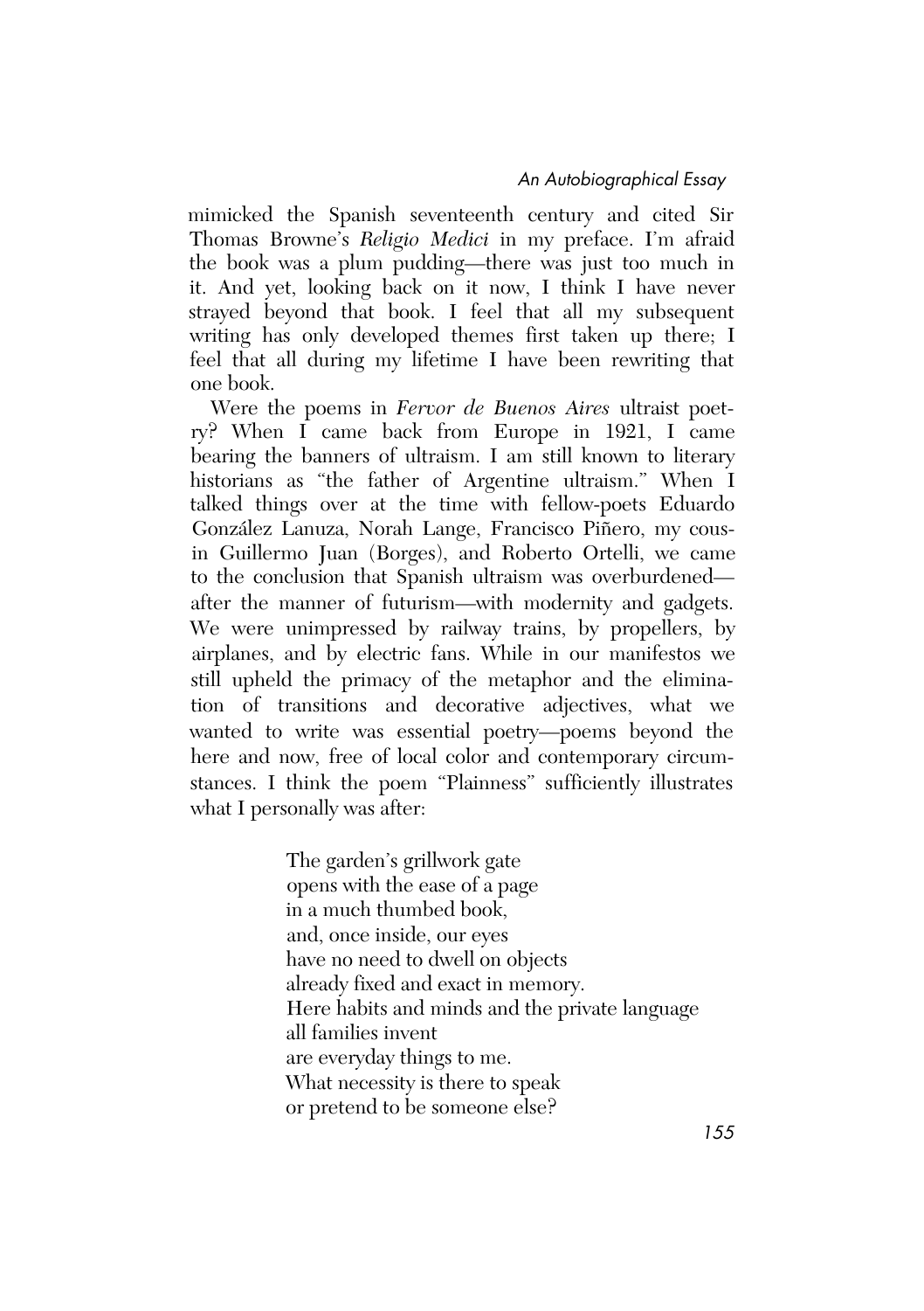mimicked the Spanish seventeenth century and cited Sir Thomas Browne's *Religio Medici* in my preface. I'm afraid the book was a plum pudding—there was just too much in it. And yet, looking back on it now, I think I have never strayed beyond that book. I feel that all my subsequent writing has only developed themes first taken up there; I feel that all during my lifetime I have been rewriting that one book.

Were the poems in *Fervor de Buenos Aires* ultraist poetry? When I came back from Europe in 1921, I came bearing the banners of ultraism. I am still known to literary historians as "the father of Argentine ultraism." When I talked things over at the time with fellow-poets Eduardo González Lanuza, Norah Lange, Francisco Piñero, my cousin Guillermo Juan (Borges), and Roberto Ortelli, we came to the conclusion that Spanish ultraism was overburdened—after the manner of futurism—with modernity and gadgets. We were unimpressed by railway trains, by propellers, by airplanes, and by electric fans. While in our manifestos we still upheld the primacy of the metaphor and the elimination of transitions and decorative adjectives, what we wanted to write was essential poetry—poems beyond the here and now, free of local color and contemporary circumstances. I think the poem "Plainness" sufficiently illustrates what I personally was after:

> The garden's grillwork gate  
> opens with the ease of a page  
> in a much thumbed book,  
> and, once inside, our eyes  
> have no need to dwell on objects  
> already fixed and exact in memory.  
> Here habits and minds and the private language  
> all families invent  
> are everyday things to me.  
> What necessity is there to speak  
> or pretend to be someone else?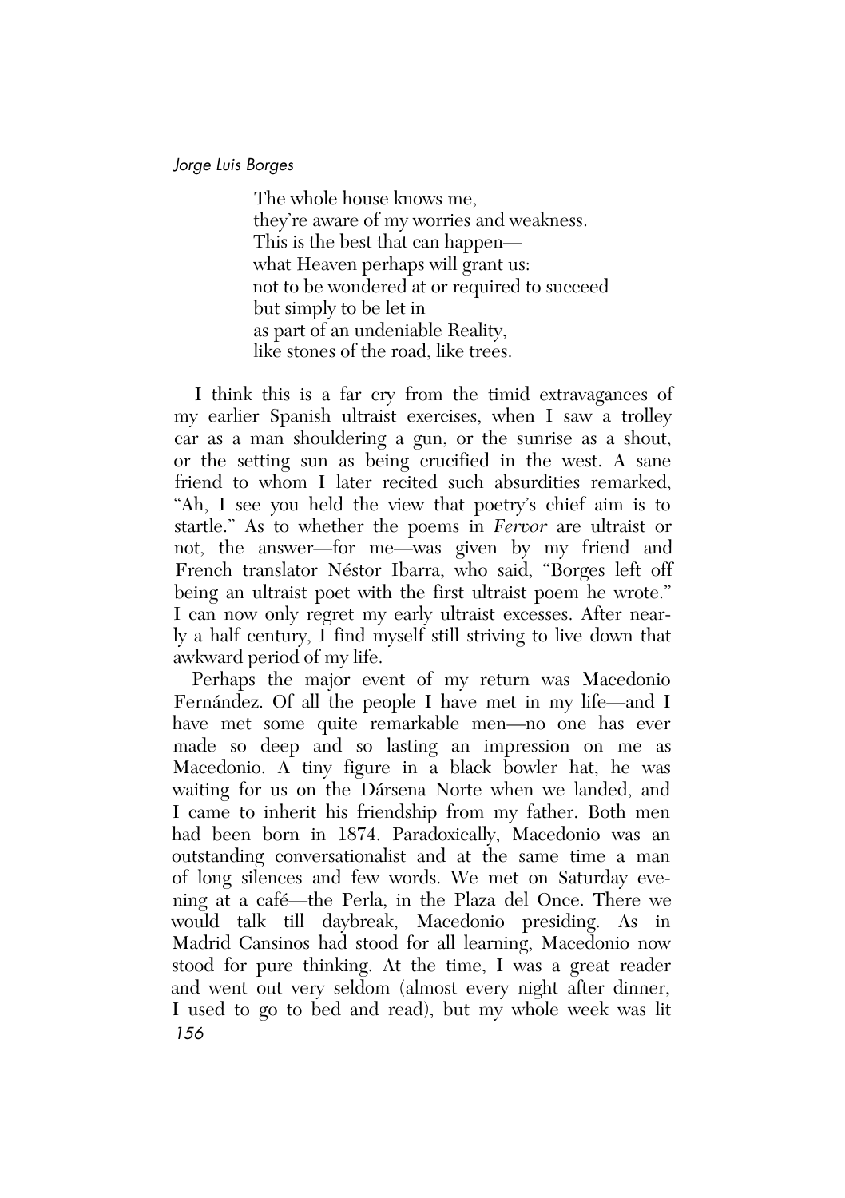The whole house knows me,  
they're aware of my worries and weakness.  
This is the best that can happen—  
what Heaven perhaps will grant us:  
not to be wondered at or required to succeed  
but simply to be let in  
as part of an undeniable Reality,  
like stones of the road, like trees.

I think this is a far cry from the timid extravagances of my earlier Spanish ultraist exercises, when I saw a trolley car as a man shouldering a gun, or the sunrise as a shout, or the setting sun as being crucified in the west. A sane friend to whom I later recited such absurdities remarked, "Ah, I see you held the view that poetry's chief aim is to startle." As to whether the poems in *Fervor* are ultraist or not, the answer—for me—was given by my friend and French translator Néstor Ibarra, who said, "Borges left off being an ultraist poet with the first ultraist poem he wrote." I can now only regret my early ultraist excesses. After nearly a half century, I find myself still striving to live down that awkward period of my life.

Perhaps the major event of my return was Macedonio Fernández. Of all the people I have met in my life—and I have met some quite remarkable men—no one has ever made so deep and so lasting an impression on me as Macedonio. A tiny figure in a black bowler hat, he was waiting for us on the Dársena Norte when we landed, and I came to inherit his friendship from my father. Both men had been born in 1874. Paradoxically, Macedonio was an outstanding conversationalist and at the same time a man of long silences and few words. We met on Saturday evening at a café—the Perla, in the Plaza del Once. There we would talk till daybreak, Macedonio presiding. As in Madrid Cansinos had stood for all learning, Macedonio now stood for pure thinking. At the time, I was a great reader and went out very seldom (almost every night after dinner, I used to go to bed and read), but my whole week was lit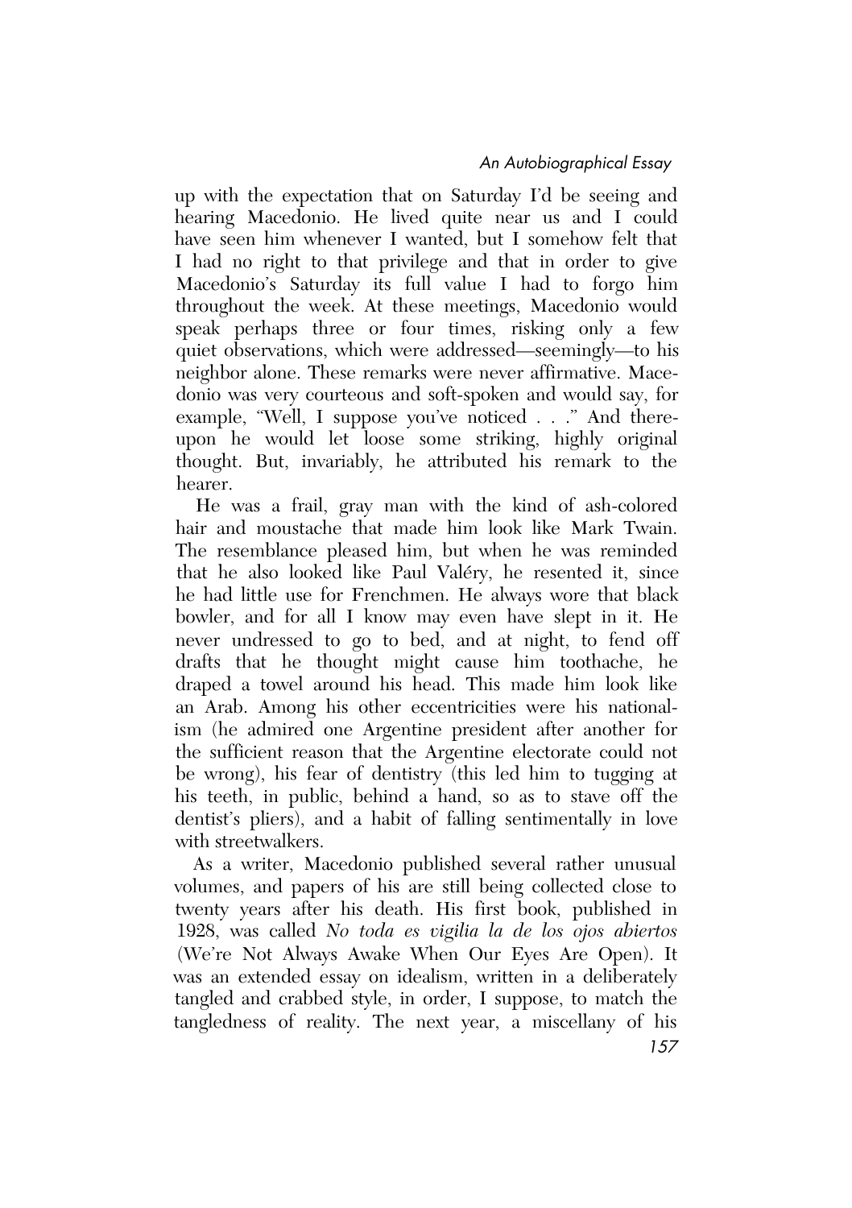up with the expectation that on Saturday I'd be seeing and hearing Macedonio. He lived quite near us and I could have seen him whenever I wanted, but I somehow felt that I had no right to that privilege and that in order to give Macedonio's Saturday its full value I had to forgo him throughout the week. At these meetings, Macedonio would speak perhaps three or four times, risking only a few quiet observations, which were addressed—seemingly—to his neighbor alone. These remarks were never affirmative. Macedonio was very courteous and soft-spoken and would say, for example, "Well, I suppose you've noticed . . ." And thereupon he would let loose some striking, highly original thought. But, invariably, he attributed his remark to the hearer.

He was a frail, gray man with the kind of ash-colored hair and moustache that made him look like Mark Twain. The resemblance pleased him, but when he was reminded that he also looked like Paul Valéry, he resented it, since he had little use for Frenchmen. He always wore that black bowler, and for all I know may even have slept in it. He never undressed to go to bed, and at night, to fend off drafts that he thought might cause him toothache, he draped a towel around his head. This made him look like an Arab. Among his other eccentricities were his nationalism (he admired one Argentine president after another for the sufficient reason that the Argentine electorate could not be wrong), his fear of dentistry (this led him to tugging at his teeth, in public, behind a hand, so as to stave off the dentist's pliers), and a habit of falling sentimentally in love with streetwalkers.

As a writer, Macedonio published several rather unusual volumes, and papers of his are still being collected close to twenty years after his death. His first book, published in 1928, was called *No toda es vigilia la de los ojos abiertos* (We're Not Always Awake When Our Eyes Are Open). It was an extended essay on idealism, written in a deliberately tangled and crabbed style, in order, I suppose, to match the tangledness of reality. The next year, a miscellany of his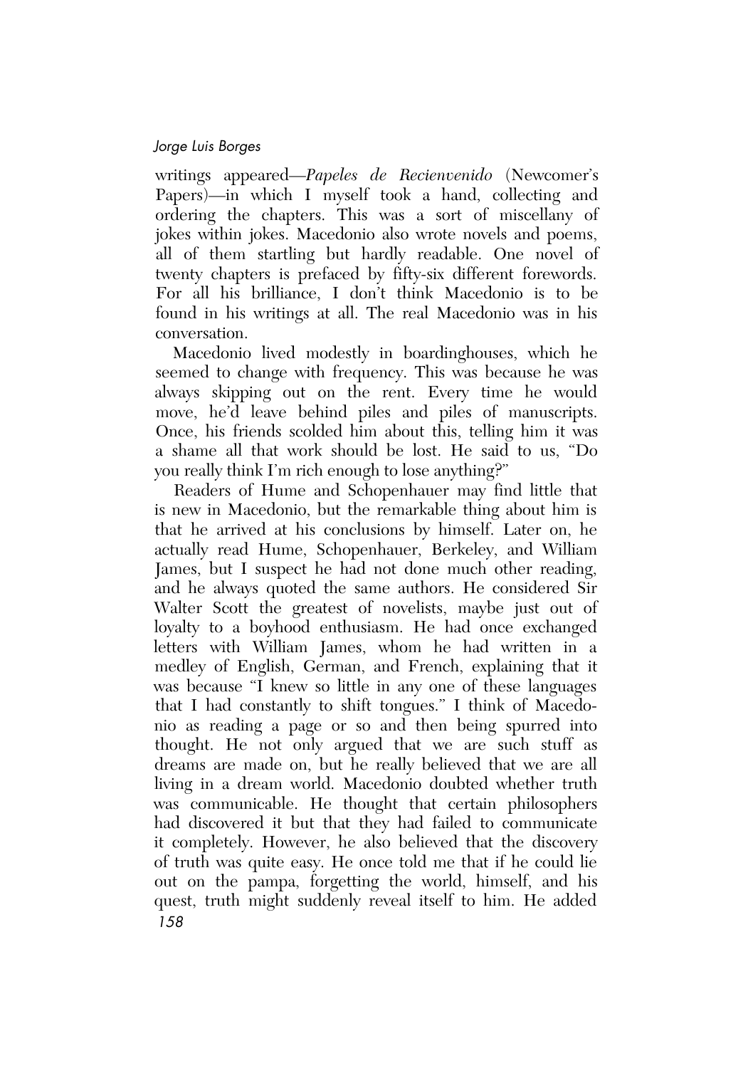writings appeared—*Papeles de Recienvenido* (Newcomer's Papers)—in which I myself took a hand, collecting and ordering the chapters. This was a sort of miscellany of jokes within jokes. Macedonio also wrote novels and poems, all of them startling but hardly readable. One novel of twenty chapters is prefaced by fifty-six different forewords. For all his brilliance, I don't think Macedonio is to be found in his writings at all. The real Macedonio was in his conversation.

Macedonio lived modestly in boardinghouses, which he seemed to change with frequency. This was because he was always skipping out on the rent. Every time he would move, he'd leave behind piles and piles of manuscripts. Once, his friends scolded him about this, telling him it was a shame all that work should be lost. He said to us, "Do you really think I'm rich enough to lose anything?"

Readers of Hume and Schopenhauer may find little that is new in Macedonio, but the remarkable thing about him is that he arrived at his conclusions by himself. Later on, he actually read Hume, Schopenhauer, Berkeley, and William James, but I suspect he had not done much other reading, and he always quoted the same authors. He considered Sir Walter Scott the greatest of novelists, maybe just out of loyalty to a boyhood enthusiasm. He had once exchanged letters with William James, whom he had written in a medley of English, German, and French, explaining that it was because "I knew so little in any one of these languages that I had constantly to shift tongues." I think of Macedonio as reading a page or so and then being spurred into thought. He not only argued that we are such stuff as dreams are made on, but he really believed that we are all living in a dream world. Macedonio doubted whether truth was communicable. He thought that certain philosophers had discovered it but that they had failed to communicate it completely. However, he also believed that the discovery of truth was quite easy. He once told me that if he could lie out on the pampa, forgetting the world, himself, and his quest, truth might suddenly reveal itself to him. He added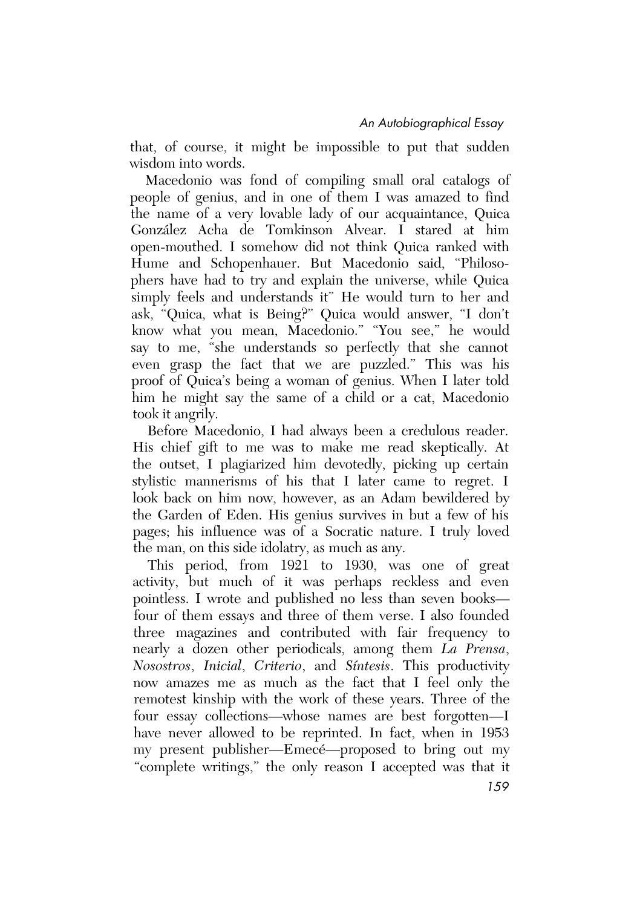that, of course, it might be impossible to put that sudden wisdom into words.

Macedonio was fond of compiling small oral catalogs of people of genius, and in one of them I was amazed to find the name of a very lovable lady of our acquaintance, Quica González Acha de Tomkinson Alvear. I stared at him open-mouthed. I somehow did not think Quica ranked with Hume and Schopenhauer. But Macedonio said, "Philosophers have had to try and explain the universe, while Quica simply feels and understands it" He would turn to her and ask, "Quica, what is Being?" Quica would answer, "I don't know what you mean, Macedonio." "You see," he would say to me, "she understands so perfectly that she cannot even grasp the fact that we are puzzled." This was his proof of Quica's being a woman of genius. When I later told him he might say the same of a child or a cat, Macedonio took it angrily.

Before Macedonio, I had always been a credulous reader. His chief gift to me was to make me read skeptically. At the outset, I plagiarized him devotedly, picking up certain stylistic mannerisms of his that I later came to regret. I look back on him now, however, as an Adam bewildered by the Garden of Eden. His genius survives in but a few of his pages; his influence was of a Socratic nature. I truly loved the man, on this side idolatry, as much as any.

This period, from 1921 to 1930, was one of great activity, but much of it was perhaps reckless and even pointless. I wrote and published no less than seven books—four of them essays and three of them verse. I also founded three magazines and contributed with fair frequency to nearly a dozen other periodicals, among them *La Prensa*, *Nosostros*, *Inicial*, *Criterio*, and *Síntesis*. This productivity now amazes me as much as the fact that I feel only the remotest kinship with the work of these years. Three of the four essay collections—whose names are best forgotten—I have never allowed to be reprinted. In fact, when in 1953 my present publisher—Emecé—proposed to bring out my "complete writings," the only reason I accepted was that it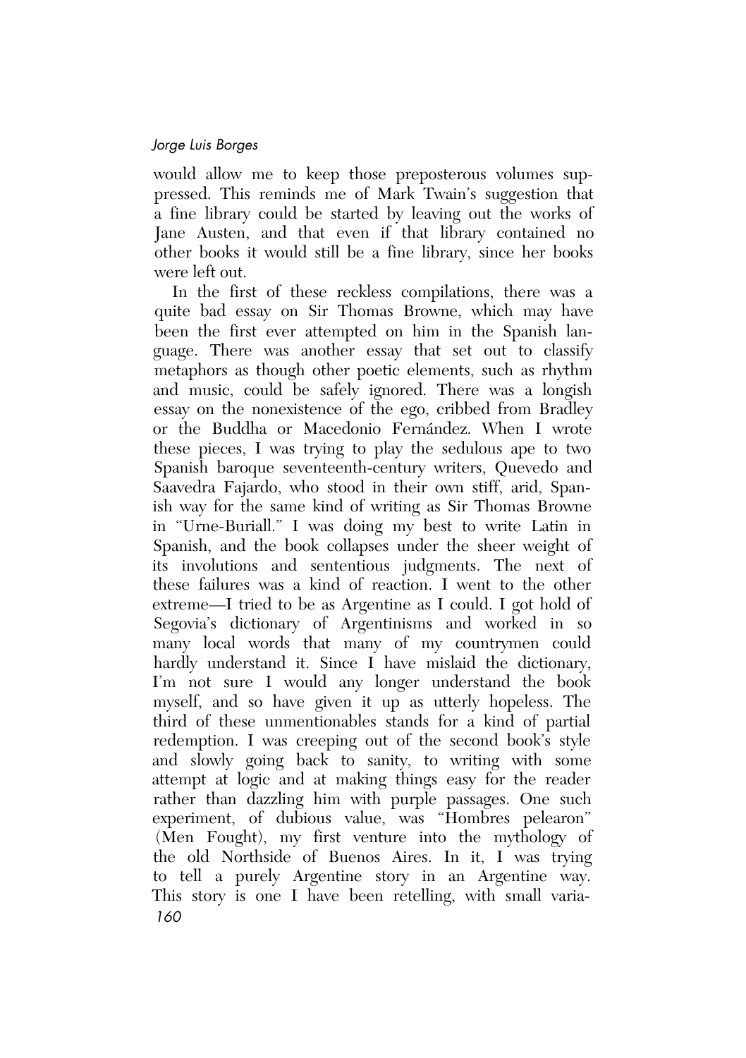would allow me to keep those preposterous volumes suppressed. This reminds me of Mark Twain's suggestion that a fine library could be started by leaving out the works of Jane Austen, and that even if that library contained no other books it would still be a fine library, since her books were left out.

In the first of these reckless compilations, there was a quite bad essay on Sir Thomas Browne, which may have been the first ever attempted on him in the Spanish language. There was another essay that set out to classify metaphors as though other poetic elements, such as rhythm and music, could be safely ignored. There was a longish essay on the nonexistence of the ego, cribbed from Bradley or the Buddha or Macedonio Fernández. When I wrote these pieces, I was trying to play the sedulous ape to two Spanish baroque seventeenth-century writers, Quevedo and Saavedra Fajardo, who stood in their own stiff, arid, Spanish way for the same kind of writing as Sir Thomas Browne in "Urne-Buriall." I was doing my best to write Latin in Spanish, and the book collapses under the sheer weight of its involutions and sententious judgments. The next of these failures was a kind of reaction. I went to the other extreme—I tried to be as Argentine as I could. I got hold of Segovia's dictionary of Argentinisms and worked in so many local words that many of my countrymen could hardly understand it. Since I have mislaid the dictionary, I'm not sure I would any longer understand the book myself, and so have given it up as utterly hopeless. The third of these unmentionables stands for a kind of partial redemption. I was creeping out of the second book's style and slowly going back to sanity, to writing with some attempt at logic and at making things easy for the reader rather than dazzling him with purple passages. One such experiment, of dubious value, was "Hombres pelearon" (Men Fought), my first venture into the mythology of the old Northside of Buenos Aires. In it, I was trying to tell a purely Argentine story in an Argentine way. This story is one I have been retelling, with small varia-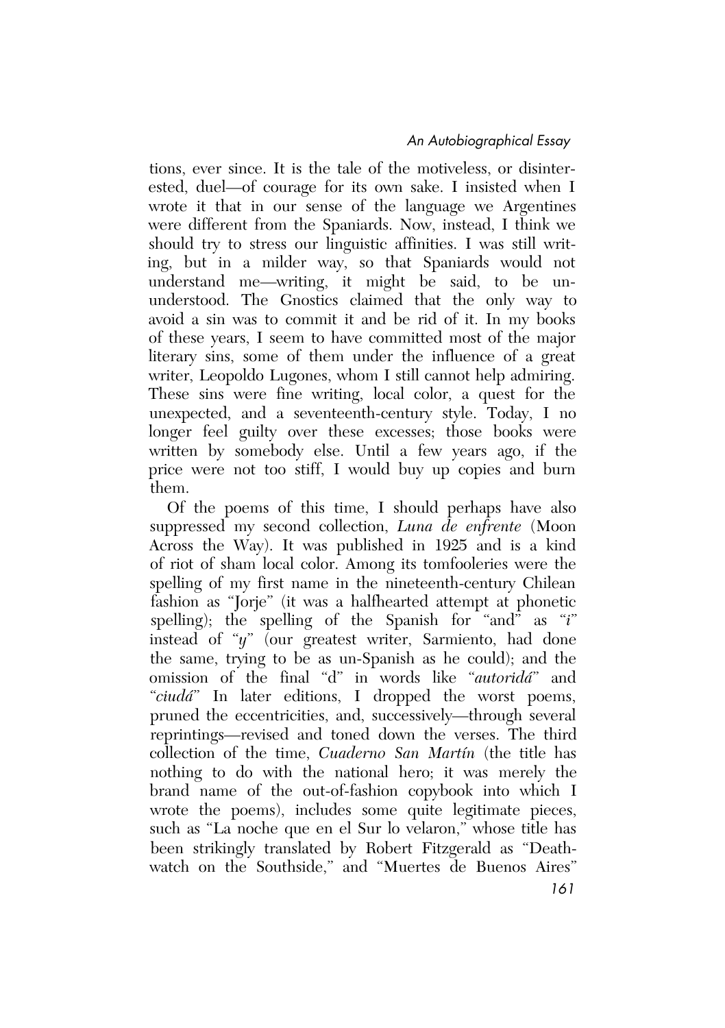tions, ever since. It is the tale of the motiveless, or disinterested, duel—of courage for its own sake. I insisted when I wrote it that in our sense of the language we Argentines were different from the Spaniards. Now, instead, I think we should try to stress our linguistic affinities. I was still writing, but in a milder way, so that Spaniards would not understand me—writing, it might be said, to be ununderstood. The Gnostics claimed that the only way to avoid a sin was to commit it and be rid of it. In my books of these years, I seem to have committed most of the major literary sins, some of them under the influence of a great writer, Leopoldo Lugones, whom I still cannot help admiring. These sins were fine writing, local color, a quest for the unexpected, and a seventeenth-century style. Today, I no longer feel guilty over these excesses; those books were written by somebody else. Until a few years ago, if the price were not too stiff, I would buy up copies and burn them.

Of the poems of this time, I should perhaps have also suppressed my second collection, *Luna de enfrente* (Moon Across the Way). It was published in 1925 and is a kind of riot of sham local color. Among its tomfooleries were the spelling of my first name in the nineteenth-century Chilean fashion as "Jorje" (it was a halfhearted attempt at phonetic spelling); the spelling of the Spanish for "and" as "*i*" instead of "*y*" (our greatest writer, Sarmiento, had done the same, trying to be as un-Spanish as he could); and the omission of the final "d" in words like "*autoridá*" and "*ciudá*" In later editions, I dropped the worst poems, pruned the eccentricities, and, successively—through several reprintings—revised and toned down the verses. The third collection of the time, *Cuaderno San Martín* (the title has nothing to do with the national hero; it was merely the brand name of the out-of-fashion copybook into which I wrote the poems), includes some quite legitimate pieces, such as "La noche que en el Sur lo velaron," whose title has been strikingly translated by Robert Fitzgerald as "Deathwatch on the Southside," and "Muertes de Buenos Aires"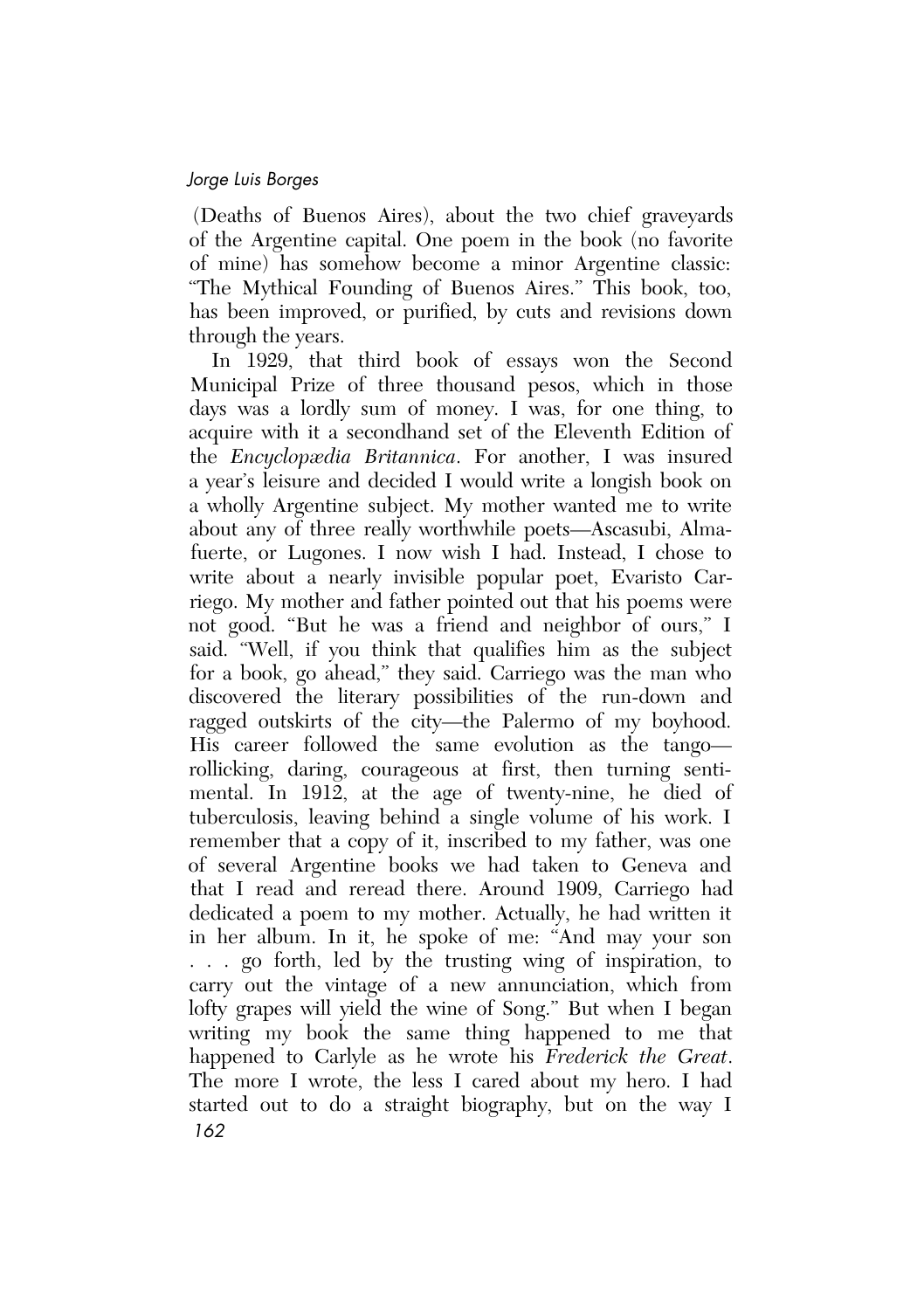(Deaths of Buenos Aires), about the two chief graveyards of the Argentine capital. One poem in the book (no favorite of mine) has somehow become a minor Argentine classic: "The Mythical Founding of Buenos Aires." This book, too, has been improved, or purified, by cuts and revisions down through the years.

In 1929, that third book of essays won the Second Municipal Prize of three thousand pesos, which in those days was a lordly sum of money. I was, for one thing, to acquire with it a secondhand set of the Eleventh Edition of the *Encyclopædia Britannica*. For another, I was insured a year's leisure and decided I would write a longish book on a wholly Argentine subject. My mother wanted me to write about any of three really worthwhile poets—Ascasubi, Almafuerte, or Lugones. I now wish I had. Instead, I chose to write about a nearly invisible popular poet, Evaristo Carriego. My mother and father pointed out that his poems were not good. "But he was a friend and neighbor of ours," I said. "Well, if you think that qualifies him as the subject for a book, go ahead," they said. Carriego was the man who discovered the literary possibilities of the run-down and ragged outskirts of the city—the Palermo of my boyhood. His career followed the same evolution as the tango—rollicking, daring, courageous at first, then turning sentimental. In 1912, at the age of twenty-nine, he died of tuberculosis, leaving behind a single volume of his work. I remember that a copy of it, inscribed to my father, was one of several Argentine books we had taken to Geneva and that I read and reread there. Around 1909, Carriego had dedicated a poem to my mother. Actually, he had written it in her album. In it, he spoke of me: "And may your son . . . go forth, led by the trusting wing of inspiration, to carry out the vintage of a new annunciation, which from lofty grapes will yield the wine of Song." But when I began writing my book the same thing happened to me that happened to Carlyle as he wrote his *Frederick the Great*. The more I wrote, the less I cared about my hero. I had started out to do a straight biography, but on the way I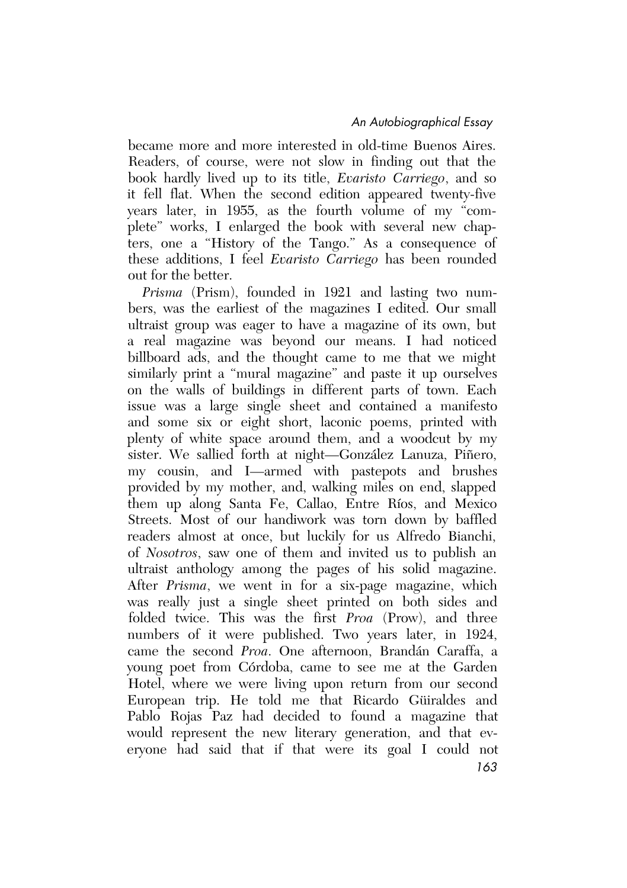became more and more interested in old-time Buenos Aires. Readers, of course, were not slow in finding out that the book hardly lived up to its title, *Evaristo Carriego*, and so it fell flat. When the second edition appeared twenty-five years later, in 1955, as the fourth volume of my "complete" works, I enlarged the book with several new chapters, one a "History of the Tango." As a consequence of these additions, I feel *Evaristo Carriego* has been rounded out for the better.

*Prisma* (Prism), founded in 1921 and lasting two numbers, was the earliest of the magazines I edited. Our small ultraist group was eager to have a magazine of its own, but a real magazine was beyond our means. I had noticed billboard ads, and the thought came to me that we might similarly print a "mural magazine" and paste it up ourselves on the walls of buildings in different parts of town. Each issue was a large single sheet and contained a manifesto and some six or eight short, laconic poems, printed with plenty of white space around them, and a woodcut by my sister. We sallied forth at night—González Lanuza, Piñero, my cousin, and I—armed with pastepots and brushes provided by my mother, and, walking miles on end, slapped them up along Santa Fe, Callao, Entre Ríos, and Mexico Streets. Most of our handiwork was torn down by baffled readers almost at once, but luckily for us Alfredo Bianchi, of *Nosotros*, saw one of them and invited us to publish an ultraist anthology among the pages of his solid magazine. After *Prisma*, we went in for a six-page magazine, which was really just a single sheet printed on both sides and folded twice. This was the first *Proa* (Prow), and three numbers of it were published. Two years later, in 1924, came the second *Proa*. One afternoon, Brandán Caraffa, a young poet from Córdoba, came to see me at the Garden Hotel, where we were living upon return from our second European trip. He told me that Ricardo Güiraldes and Pablo Rojas Paz had decided to found a magazine that would represent the new literary generation, and that everyone had said that if that were its goal I could not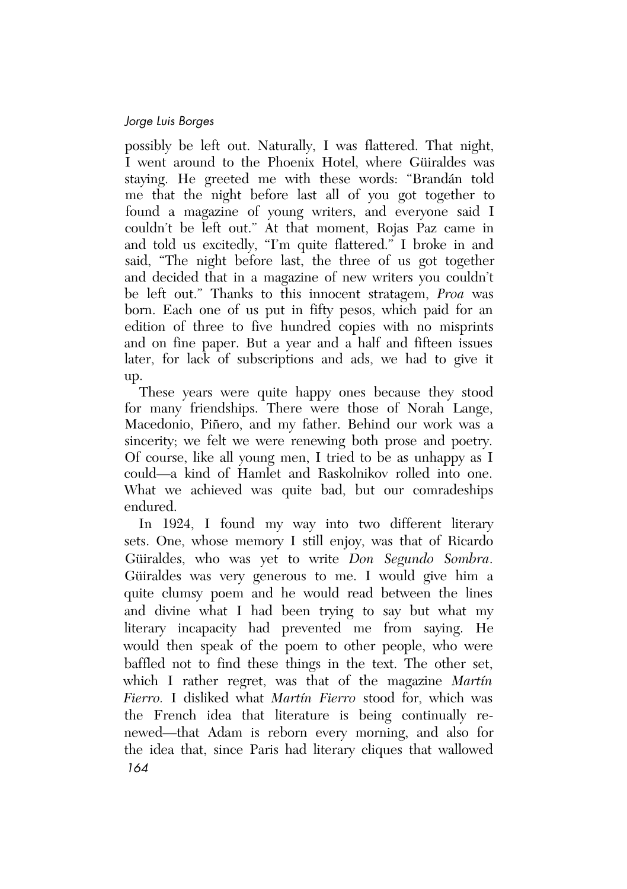possibly be left out. Naturally, I was flattered. That night, I went around to the Phoenix Hotel, where Güiraldes was staying. He greeted me with these words: "Brandán told me that the night before last all of you got together to found a magazine of young writers, and everyone said I couldn't be left out." At that moment, Rojas Paz came in and told us excitedly, "I'm quite flattered." I broke in and said, "The night before last, the three of us got together and decided that in a magazine of new writers you couldn't be left out." Thanks to this innocent stratagem, *Proa* was born. Each one of us put in fifty pesos, which paid for an edition of three to five hundred copies with no misprints and on fine paper. But a year and a half and fifteen issues later, for lack of subscriptions and ads, we had to give it up.

These years were quite happy ones because they stood for many friendships. There were those of Norah Lange, Macedonio, Piñero, and my father. Behind our work was a sincerity; we felt we were renewing both prose and poetry. Of course, like all young men, I tried to be as unhappy as I could—a kind of Hamlet and Raskolnikov rolled into one. What we achieved was quite bad, but our comradeships endured.

In 1924, I found my way into two different literary sets. One, whose memory I still enjoy, was that of Ricardo Güiraldes, who was yet to write *Don Segundo Sombra*. Güiraldes was very generous to me. I would give him a quite clumsy poem and he would read between the lines and divine what I had been trying to say but what my literary incapacity had prevented me from saying. He would then speak of the poem to other people, who were baffled not to find these things in the text. The other set, which I rather regret, was that of the magazine *Martín Fierro.* I disliked what *Martín Fierro* stood for, which was the French idea that literature is being continually renewed—that Adam is reborn every morning, and also for the idea that, since Paris had literary cliques that wallowed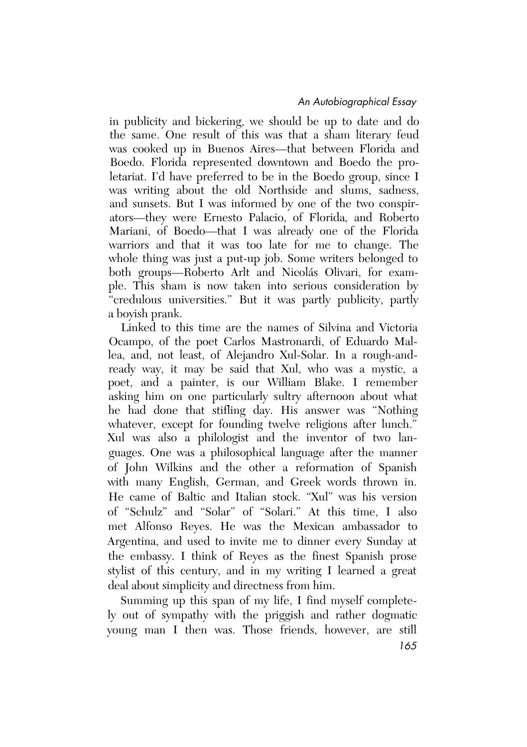in publicity and bickering, we should be up to date and do the same. One result of this was that a sham literary feud was cooked up in Buenos Aires—that between Florida and Boedo. Florida represented downtown and Boedo the proletariat. I'd have preferred to be in the Boedo group, since I was writing about the old Northside and slums, sadness, and sunsets. But I was informed by one of the two conspirators—they were Ernesto Palacio, of Florida, and Roberto Mariani, of Boedo—that I was already one of the Florida warriors and that it was too late for me to change. The whole thing was just a put-up job. Some writers belonged to both groups—Roberto Arlt and Nicolás Olivari, for example. This sham is now taken into serious consideration by "credulous universities." But it was partly publicity, partly a boyish prank.

Linked to this time are the names of Silvina and Victoria Ocampo, of the poet Carlos Mastronardi, of Eduardo Mallea, and, not least, of Alejandro Xul-Solar. In a rough-and-ready way, it may be said that Xul, who was a mystic, a poet, and a painter, is our William Blake. I remember asking him on one particularly sultry afternoon about what he had done that stifling day. His answer was "Nothing whatever, except for founding twelve religions after lunch." Xul was also a philologist and the inventor of two languages. One was a philosophical language after the manner of John Wilkins and the other a reformation of Spanish with many English, German, and Greek words thrown in. He came of Baltic and Italian stock. "Xul" was his version of "Schulz" and "Solar" of "Solari." At this time, I also met Alfonso Reyes. He was the Mexican ambassador to Argentina, and used to invite me to dinner every Sunday at the embassy. I think of Reyes as the finest Spanish prose stylist of this century, and in my writing I learned a great deal about simplicity and directness from him.

Summing up this span of my life, I find myself completely out of sympathy with the priggish and rather dogmatic young man I then was. Those friends, however, are still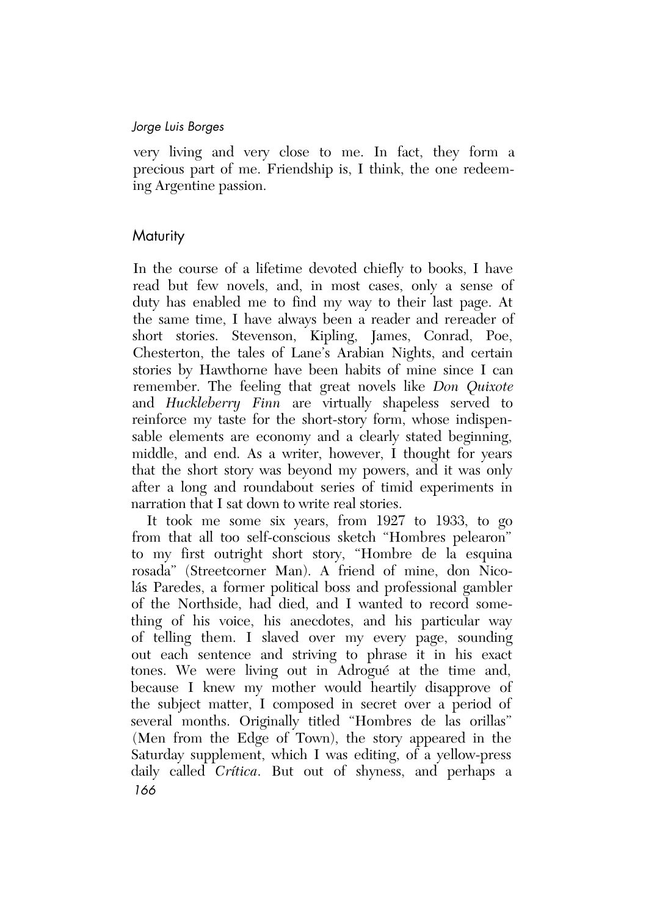very living and very close to me. In fact, they form a precious part of me. Friendship is, I think, the one redeeming Argentine passion.

## Maturity

In the course of a lifetime devoted chiefly to books, I have read but few novels, and, in most cases, only a sense of duty has enabled me to find my way to their last page. At the same time, I have always been a reader and rereader of short stories. Stevenson, Kipling, James, Conrad, Poe, Chesterton, the tales of Lane's Arabian Nights, and certain stories by Hawthorne have been habits of mine since I can remember. The feeling that great novels like *Don Quixote* and *Huckleberry Finn* are virtually shapeless served to reinforce my taste for the short-story form, whose indispensable elements are economy and a clearly stated beginning, middle, and end. As a writer, however, I thought for years that the short story was beyond my powers, and it was only after a long and roundabout series of timid experiments in narration that I sat down to write real stories.

It took me some six years, from 1927 to 1933, to go from that all too self-conscious sketch "Hombres pelearon" to my first outright short story, "Hombre de la esquina rosada" (Streetcorner Man). A friend of mine, don Nicolás Paredes, a former political boss and professional gambler of the Northside, had died, and I wanted to record something of his voice, his anecdotes, and his particular way of telling them. I slaved over my every page, sounding out each sentence and striving to phrase it in his exact tones. We were living out in Adrogué at the time and, because I knew my mother would heartily disapprove of the subject matter, I composed in secret over a period of several months. Originally titled "Hombres de las orillas" (Men from the Edge of Town), the story appeared in the Saturday supplement, which I was editing, of a yellow-press daily called *Crítica*. But out of shyness, and perhaps a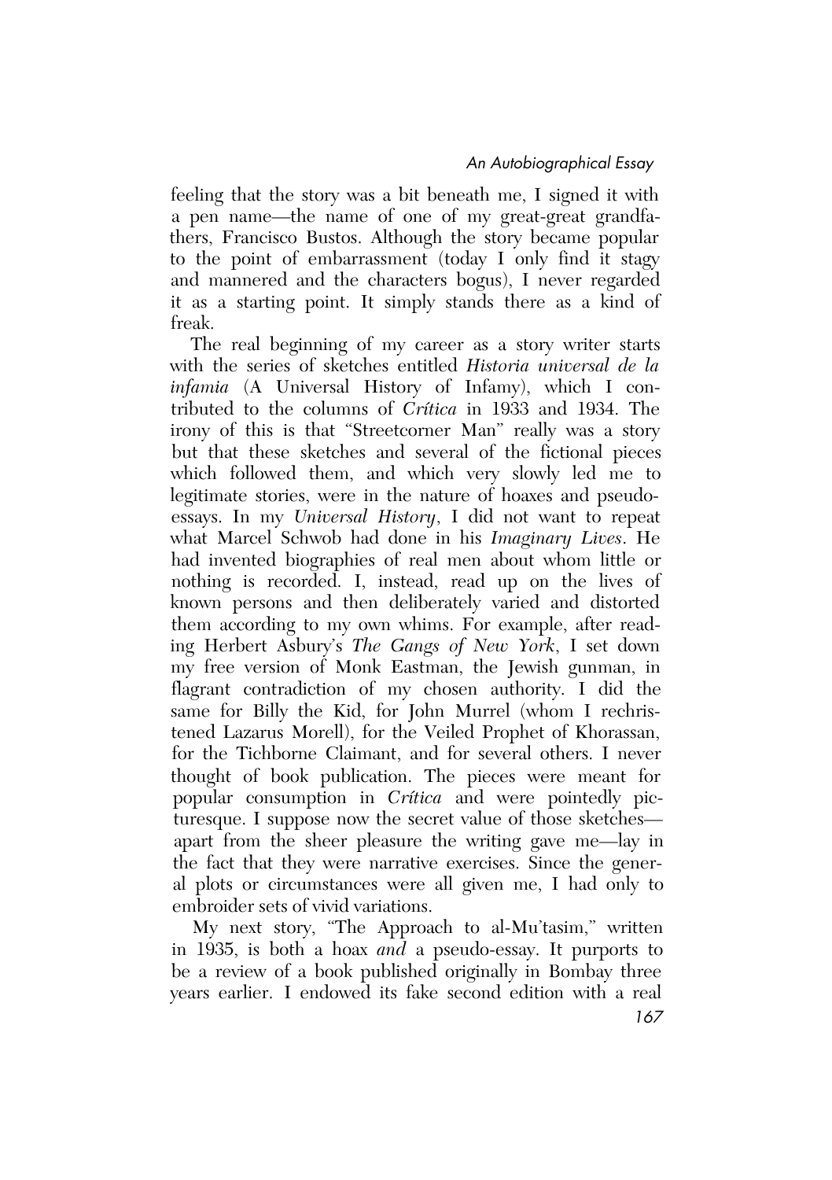feeling that the story was a bit beneath me, I signed it with a pen name—the name of one of my great-great grandfathers, Francisco Bustos. Although the story became popular to the point of embarrassment (today I only find it stagy and mannered and the characters bogus), I never regarded it as a starting point. It simply stands there as a kind of freak.

The real beginning of my career as a story writer starts with the series of sketches entitled *Historia universal de la infamia* (A Universal History of Infamy), which I contributed to the columns of *Crítica* in 1933 and 1934. The irony of this is that "Streetcorner Man" really was a story but that these sketches and several of the fictional pieces which followed them, and which very slowly led me to legitimate stories, were in the nature of hoaxes and pseudo-essays. In my *Universal History*, I did not want to repeat what Marcel Schwob had done in his *Imaginary Lives*. He had invented biographies of real men about whom little or nothing is recorded. I, instead, read up on the lives of known persons and then deliberately varied and distorted them according to my own whims. For example, after reading Herbert Asbury's *The Gangs of New York*, I set down my free version of Monk Eastman, the Jewish gunman, in flagrant contradiction of my chosen authority. I did the same for Billy the Kid, for John Murrel (whom I rechristened Lazarus Morell), for the Veiled Prophet of Khorassan, for the Tichborne Claimant, and for several others. I never thought of book publication. The pieces were meant for popular consumption in *Crítica* and were pointedly picturesque. I suppose now the secret value of those sketches—apart from the sheer pleasure the writing gave me—lay in the fact that they were narrative exercises. Since the general plots or circumstances were all given me, I had only to embroider sets of vivid variations.

My next story, "The Approach to al-Mu'tasim," written in 1935, is both a hoax *and* a pseudo-essay. It purports to be a review of a book published originally in Bombay three years earlier. I endowed its fake second edition with a real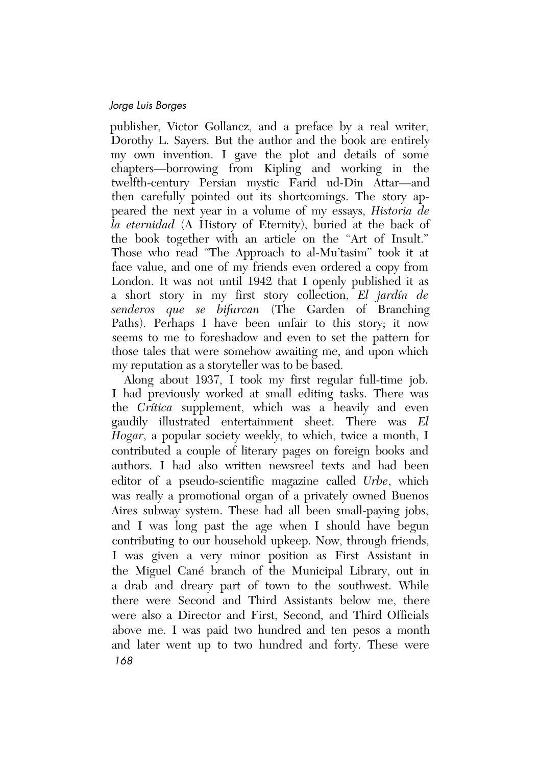publisher, Victor Gollancz, and a preface by a real writer, Dorothy L. Sayers. But the author and the book are entirely my own invention. I gave the plot and details of some chapters—borrowing from Kipling and working in the twelfth-century Persian mystic Farid ud-Din Attar—and then carefully pointed out its shortcomings. The story appeared the next year in a volume of my essays, *Historia de la eternidad* (A History of Eternity), buried at the back of the book together with an article on the "Art of Insult." Those who read "The Approach to al-Mu'tasim" took it at face value, and one of my friends even ordered a copy from London. It was not until 1942 that I openly published it as a short story in my first story collection, *El jardín de senderos que se bifurcan* (The Garden of Branching Paths). Perhaps I have been unfair to this story; it now seems to me to foreshadow and even to set the pattern for those tales that were somehow awaiting me, and upon which my reputation as a storyteller was to be based.

Along about 1937, I took my first regular full-time job. I had previously worked at small editing tasks. There was the *Crítica* supplement, which was a heavily and even gaudily illustrated entertainment sheet. There was *El Hogar*, a popular society weekly, to which, twice a month, I contributed a couple of literary pages on foreign books and authors. I had also written newsreel texts and had been editor of a pseudo-scientific magazine called *Urbe*, which was really a promotional organ of a privately owned Buenos Aires subway system. These had all been small-paying jobs, and I was long past the age when I should have begun contributing to our household upkeep. Now, through friends, I was given a very minor position as First Assistant in the Miguel Cané branch of the Municipal Library, out in a drab and dreary part of town to the southwest. While there were Second and Third Assistants below me, there were also a Director and First, Second, and Third Officials above me. I was paid two hundred and ten pesos a month and later went up to two hundred and forty. These were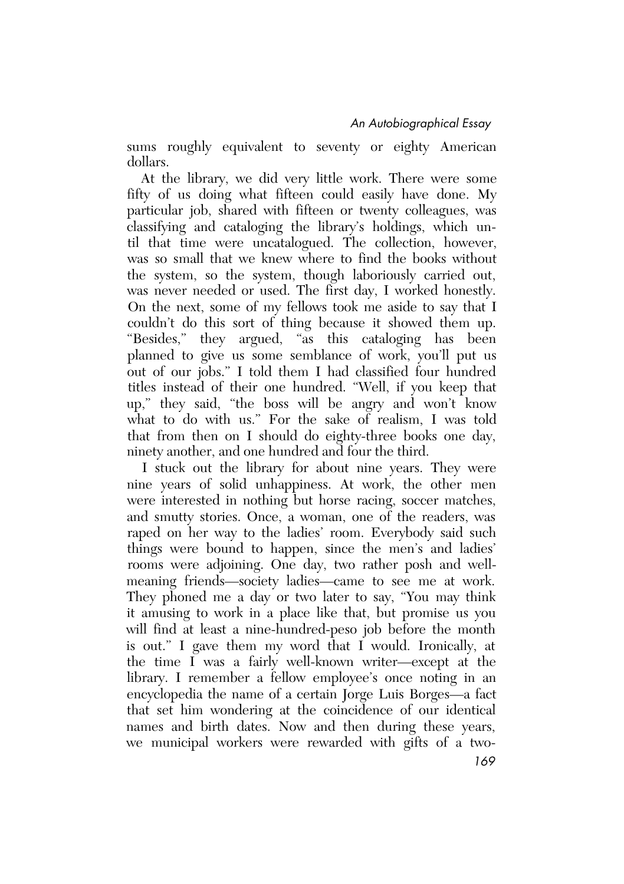sums roughly equivalent to seventy or eighty American dollars.

At the library, we did very little work. There were some fifty of us doing what fifteen could easily have done. My particular job, shared with fifteen or twenty colleagues, was classifying and cataloging the library's holdings, which until that time were uncatalogued. The collection, however, was so small that we knew where to find the books without the system, so the system, though laboriously carried out, was never needed or used. The first day, I worked honestly. On the next, some of my fellows took me aside to say that I couldn't do this sort of thing because it showed them up. "Besides," they argued, "as this cataloging has been planned to give us some semblance of work, you'll put us out of our jobs." I told them I had classified four hundred titles instead of their one hundred. "Well, if you keep that up," they said, "the boss will be angry and won't know what to do with us." For the sake of realism, I was told that from then on I should do eighty-three books one day, ninety another, and one hundred and four the third.

I stuck out the library for about nine years. They were nine years of solid unhappiness. At work, the other men were interested in nothing but horse racing, soccer matches, and smutty stories. Once, a woman, one of the readers, was raped on her way to the ladies' room. Everybody said such things were bound to happen, since the men's and ladies' rooms were adjoining. One day, two rather posh and well-meaning friends—society ladies—came to see me at work. They phoned me a day or two later to say, "You may think it amusing to work in a place like that, but promise us you will find at least a nine-hundred-peso job before the month is out." I gave them my word that I would. Ironically, at the time I was a fairly well-known writer—except at the library. I remember a fellow employee's once noting in an encyclopedia the name of a certain Jorge Luis Borges—a fact that set him wondering at the coincidence of our identical names and birth dates. Now and then during these years, we municipal workers were rewarded with gifts of a two-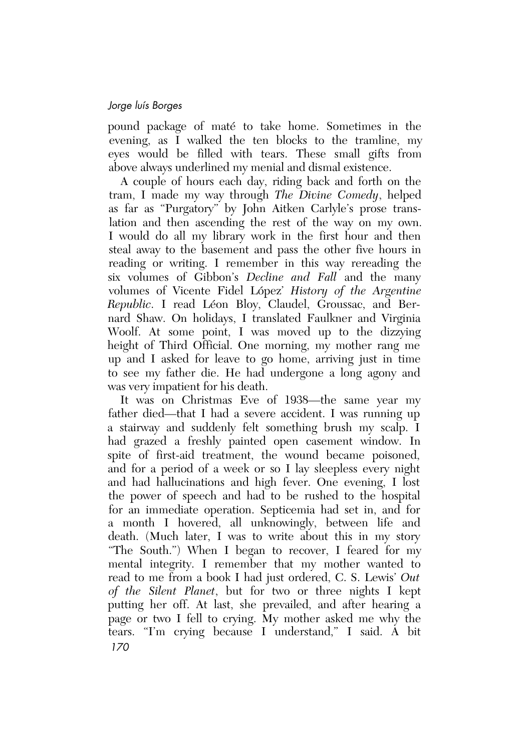pound package of maté to take home. Sometimes in the evening, as I walked the ten blocks to the tramline, my eyes would be filled with tears. These small gifts from above always underlined my menial and dismal existence.

A couple of hours each day, riding back and forth on the tram, I made my way through *The Divine Comedy*, helped as far as "Purgatory" by John Aitken Carlyle's prose translation and then ascending the rest of the way on my own. I would do all my library work in the first hour and then steal away to the basement and pass the other five hours in reading or writing. I remember in this way rereading the six volumes of Gibbon's *Decline and Fall* and the many volumes of Vicente Fidel López' *History of the Argentine Republic*. I read Léon Bloy, Claudel, Groussac, and Bernard Shaw. On holidays, I translated Faulkner and Virginia Woolf. At some point, I was moved up to the dizzying height of Third Official. One morning, my mother rang me up and I asked for leave to go home, arriving just in time to see my father die. He had undergone a long agony and was very impatient for his death.

It was on Christmas Eve of 1938—the same year my father died—that I had a severe accident. I was running up a stairway and suddenly felt something brush my scalp. I had grazed a freshly painted open casement window. In spite of first-aid treatment, the wound became poisoned, and for a period of a week or so I lay sleepless every night and had hallucinations and high fever. One evening, I lost the power of speech and had to be rushed to the hospital for an immediate operation. Septicemia had set in, and for a month I hovered, all unknowingly, between life and death. (Much later, I was to write about this in my story "The South.") When I began to recover, I feared for my mental integrity. I remember that my mother wanted to read to me from a book I had just ordered, C. S. Lewis' *Out of the Silent Planet*, but for two or three nights I kept putting her off. At last, she prevailed, and after hearing a page or two I fell to crying. My mother asked me why the tears. "I'm crying because I understand," I said. A bit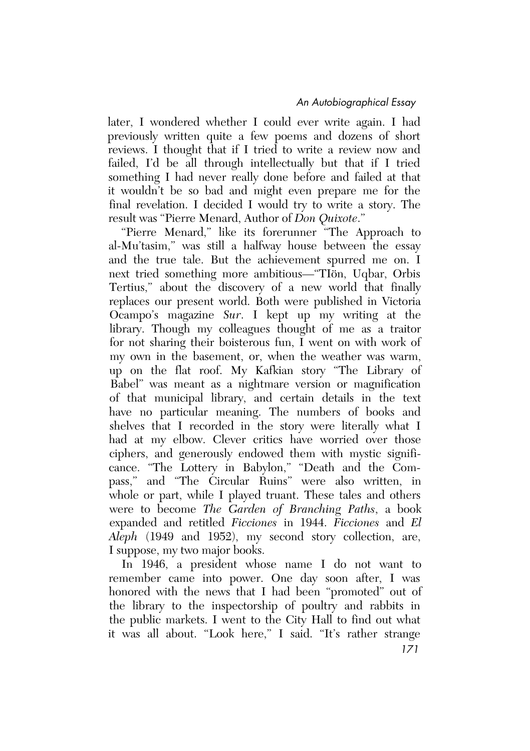later, I wondered whether I could ever write again. I had previously written quite a few poems and dozens of short reviews. I thought that if I tried to write a review now and failed, I'd be all through intellectually but that if I tried something I had never really done before and failed at that it wouldn't be so bad and might even prepare me for the final revelation. I decided I would try to write a story. The result was "Pierre Menard, Author of *Don Quixote*."

"Pierre Menard," like its forerunner "The Approach to al-Mu'tasim," was still a halfway house between the essay and the true tale. But the achievement spurred me on. I next tried something more ambitious—"TIön, Uqbar, Orbis Tertius," about the discovery of a new world that finally replaces our present world. Both were published in Victoria Ocampo's magazine *Sur*. I kept up my writing at the library. Though my colleagues thought of me as a traitor for not sharing their boisterous fun, I went on with work of my own in the basement, or, when the weather was warm, up on the flat roof. My Kafkian story "The Library of Babel" was meant as a nightmare version or magnification of that municipal library, and certain details in the text have no particular meaning. The numbers of books and shelves that I recorded in the story were literally what I had at my elbow. Clever critics have worried over those ciphers, and generously endowed them with mystic significance. "The Lottery in Babylon," "Death and the Compass," and "The Circular Ruins" were also written, in whole or part, while I played truant. These tales and others were to become *The Garden of Branching Paths*, a book expanded and retitled *Ficciones* in 1944. *Ficciones* and *El Aleph* (1949 and 1952), my second story collection, are, I suppose, my two major books.

In 1946, a president whose name I do not want to remember came into power. One day soon after, I was honored with the news that I had been "promoted" out of the library to the inspectorship of poultry and rabbits in the public markets. I went to the City Hall to find out what it was all about. "Look here," I said. "It's rather strange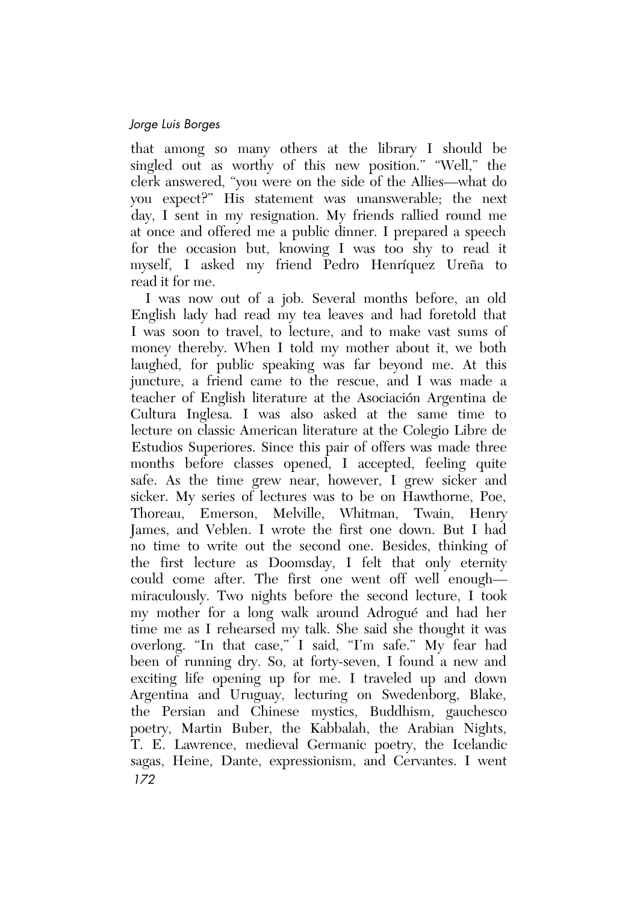that among so many others at the library I should be singled out as worthy of this new position." "Well," the clerk answered, "you were on the side of the Allies—what do you expect?" His statement was unanswerable; the next day, I sent in my resignation. My friends rallied round me at once and offered me a public dinner. I prepared a speech for the occasion but, knowing I was too shy to read it myself, I asked my friend Pedro Henríquez Ureña to read it for me.

I was now out of a job. Several months before, an old English lady had read my tea leaves and had foretold that I was soon to travel, to lecture, and to make vast sums of money thereby. When I told my mother about it, we both laughed, for public speaking was far beyond me. At this juncture, a friend came to the rescue, and I was made a teacher of English literature at the Asociación Argentina de Cultura Inglesa. I was also asked at the same time to lecture on classic American literature at the Colegio Libre de Estudios Superiores. Since this pair of offers was made three months before classes opened, I accepted, feeling quite safe. As the time grew near, however, I grew sicker and sicker. My series of lectures was to be on Hawthorne, Poe, Thoreau, Emerson, Melville, Whitman, Twain, Henry James, and Veblen. I wrote the first one down. But I had no time to write out the second one. Besides, thinking of the first lecture as Doomsday, I felt that only eternity could come after. The first one went off well enough—miraculously. Two nights before the second lecture, I took my mother for a long walk around Adrogué and had her time me as I rehearsed my talk. She said she thought it was overlong. "In that case," I said, "I'm safe." My fear had been of running dry. So, at forty-seven, I found a new and exciting life opening up for me. I traveled up and down Argentina and Uruguay, lecturing on Swedenborg, Blake, the Persian and Chinese mystics, Buddhism, gauchesco poetry, Martin Buber, the Kabbalah, the Arabian Nights, T. E. Lawrence, medieval Germanic poetry, the Icelandic sagas, Heine, Dante, expressionism, and Cervantes. I went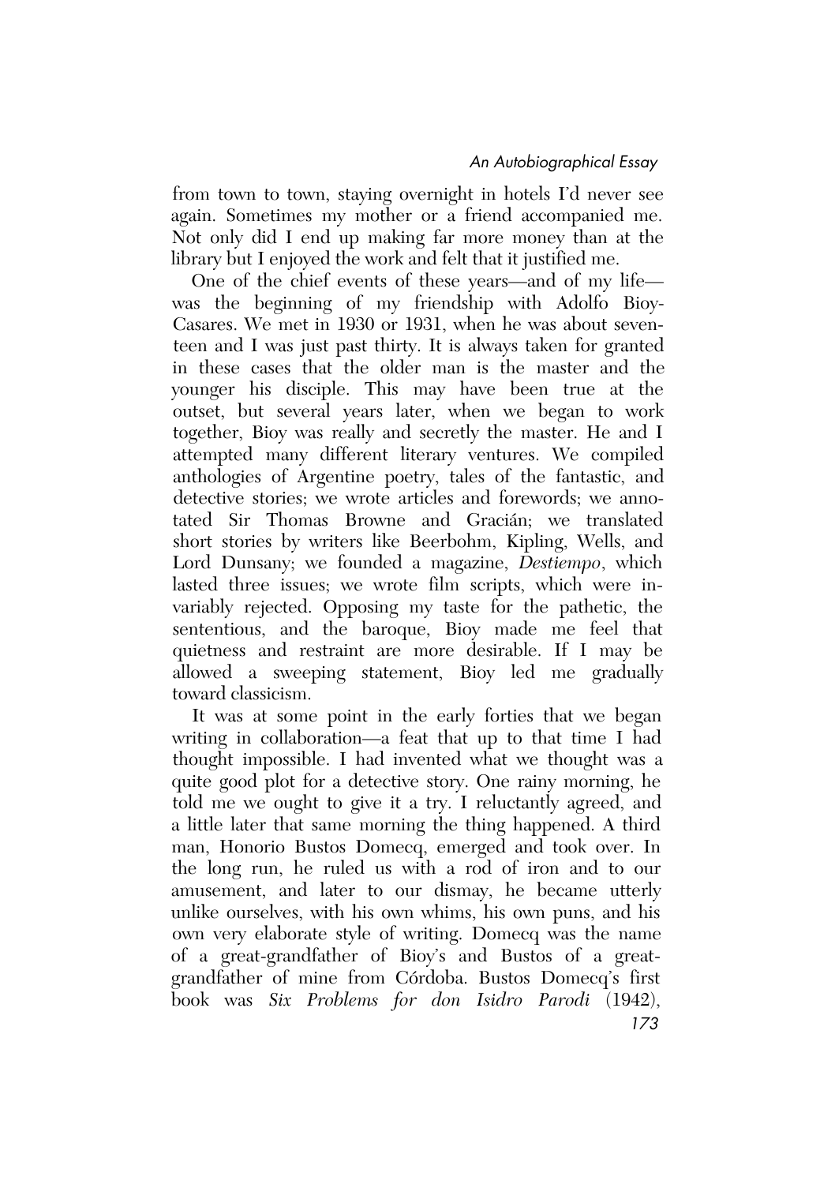from town to town, staying overnight in hotels I'd never see again. Sometimes my mother or a friend accompanied me. Not only did I end up making far more money than at the library but I enjoyed the work and felt that it justified me.

One of the chief events of these years—and of my life—was the beginning of my friendship with Adolfo Bioy-Casares. We met in 1930 or 1931, when he was about seventeen and I was just past thirty. It is always taken for granted in these cases that the older man is the master and the younger his disciple. This may have been true at the outset, but several years later, when we began to work together, Bioy was really and secretly the master. He and I attempted many different literary ventures. We compiled anthologies of Argentine poetry, tales of the fantastic, and detective stories; we wrote articles and forewords; we annotated Sir Thomas Browne and Gracián; we translated short stories by writers like Beerbohm, Kipling, Wells, and Lord Dunsany; we founded a magazine, *Destiempo*, which lasted three issues; we wrote film scripts, which were invariably rejected. Opposing my taste for the pathetic, the sententious, and the baroque, Bioy made me feel that quietness and restraint are more desirable. If I may be allowed a sweeping statement, Bioy led me gradually toward classicism.

It was at some point in the early forties that we began writing in collaboration—a feat that up to that time I had thought impossible. I had invented what we thought was a quite good plot for a detective story. One rainy morning, he told me we ought to give it a try. I reluctantly agreed, and a little later that same morning the thing happened. A third man, Honorio Bustos Domecq, emerged and took over. In the long run, he ruled us with a rod of iron and to our amusement, and later to our dismay, he became utterly unlike ourselves, with his own whims, his own puns, and his own very elaborate style of writing. Domecq was the name of a great-grandfather of Bioy's and Bustos of a great-grandfather of mine from Córdoba. Bustos Domecq's first book was *Six Problems for don Isidro Parodi* (1942),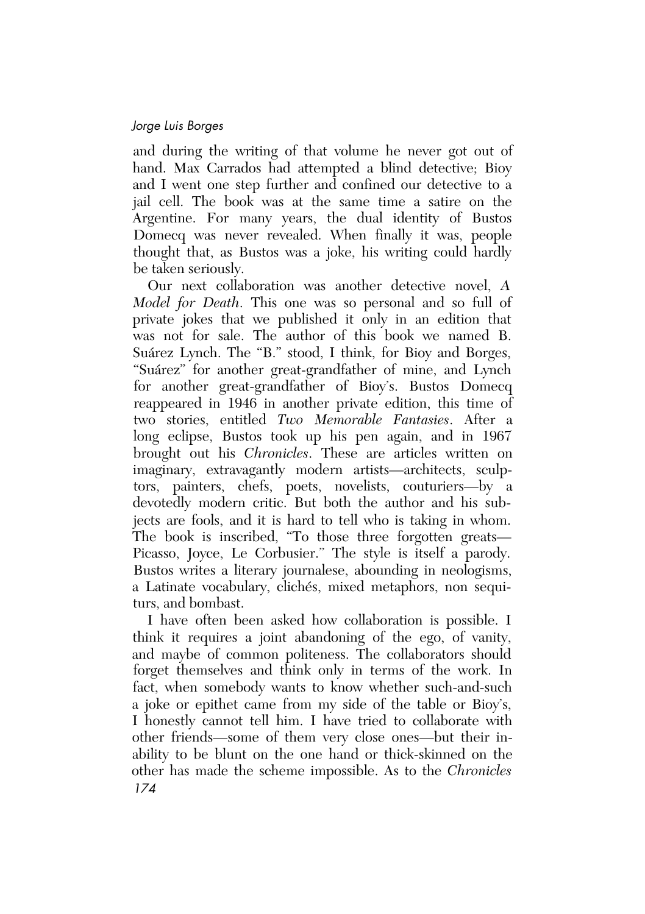and during the writing of that volume he never got out of hand. Max Carrados had attempted a blind detective; Bioy and I went one step further and confined our detective to a jail cell. The book was at the same time a satire on the Argentine. For many years, the dual identity of Bustos Domecq was never revealed. When finally it was, people thought that, as Bustos was a joke, his writing could hardly be taken seriously.

Our next collaboration was another detective novel, *A Model for Death*. This one was so personal and so full of private jokes that we published it only in an edition that was not for sale. The author of this book we named B. Suárez Lynch. The "B." stood, I think, for Bioy and Borges, "Suárez" for another great-grandfather of mine, and Lynch for another great-grandfather of Bioy's. Bustos Domecq reappeared in 1946 in another private edition, this time of two stories, entitled *Two Memorable Fantasies*. After a long eclipse, Bustos took up his pen again, and in 1967 brought out his *Chronicles*. These are articles written on imaginary, extravagantly modern artists—architects, sculptors, painters, chefs, poets, novelists, couturiers—by a devotedly modern critic. But both the author and his subjects are fools, and it is hard to tell who is taking in whom. The book is inscribed, "To those three forgotten greats—Picasso, Joyce, Le Corbusier." The style is itself a parody. Bustos writes a literary journalese, abounding in neologisms, a Latinate vocabulary, clichés, mixed metaphors, non sequiturs, and bombast.

I have often been asked how collaboration is possible. I think it requires a joint abandoning of the ego, of vanity, and maybe of common politeness. The collaborators should forget themselves and think only in terms of the work. In fact, when somebody wants to know whether such-and-such a joke or epithet came from my side of the table or Bioy's, I honestly cannot tell him. I have tried to collaborate with other friends—some of them very close ones—but their inability to be blunt on the one hand or thick-skinned on the other has made the scheme impossible. As to the *Chronicles*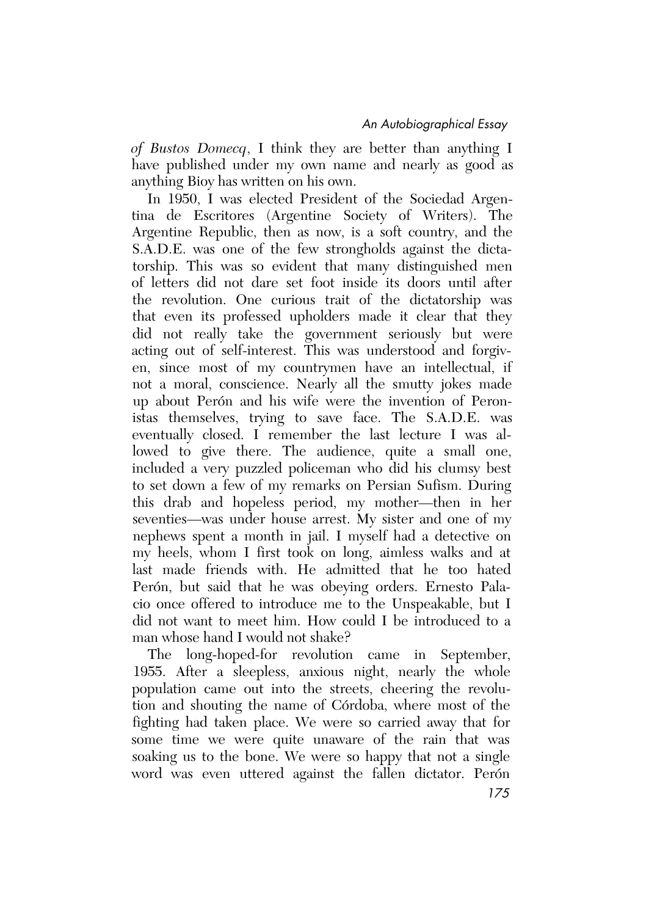*of Bustos Domecq*, I think they are better than anything I have published under my own name and nearly as good as anything Bioy has written on his own.

In 1950, I was elected President of the Sociedad Argentina de Escritores (Argentine Society of Writers). The Argentine Republic, then as now, is a soft country, and the S.A.D.E. was one of the few strongholds against the dictatorship. This was so evident that many distinguished men of letters did not dare set foot inside its doors until after the revolution. One curious trait of the dictatorship was that even its professed upholders made it clear that they did not really take the government seriously but were acting out of self-interest. This was understood and forgiven, since most of my countrymen have an intellectual, if not a moral, conscience. Nearly all the smutty jokes made up about Perón and his wife were the invention of Peronistas themselves, trying to save face. The S.A.D.E. was eventually closed. I remember the last lecture I was allowed to give there. The audience, quite a small one, included a very puzzled policeman who did his clumsy best to set down a few of my remarks on Persian Sufism. During this drab and hopeless period, my mother—then in her seventies—was under house arrest. My sister and one of my nephews spent a month in jail. I myself had a detective on my heels, whom I first took on long, aimless walks and at last made friends with. He admitted that he too hated Perón, but said that he was obeying orders. Ernesto Palacio once offered to introduce me to the Unspeakable, but I did not want to meet him. How could I be introduced to a man whose hand I would not shake?

The long-hoped-for revolution came in September, 1955. After a sleepless, anxious night, nearly the whole population came out into the streets, cheering the revolution and shouting the name of Córdoba, where most of the fighting had taken place. We were so carried away that for some time we were quite unaware of the rain that was soaking us to the bone. We were so happy that not a single word was even uttered against the fallen dictator. Perón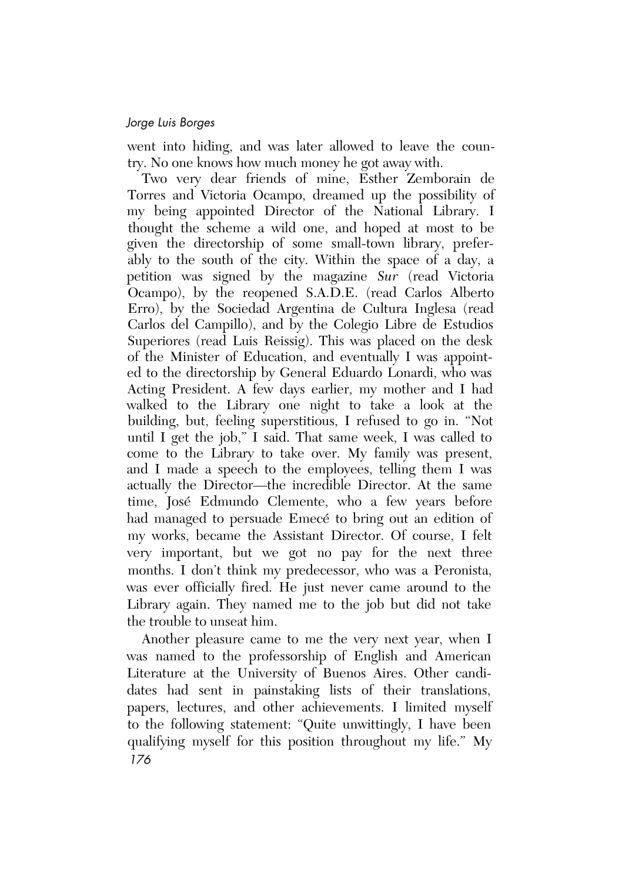went into hiding, and was later allowed to leave the country. No one knows how much money he got away with.

Two very dear friends of mine, Esther Zemborain de Torres and Victoria Ocampo, dreamed up the possibility of my being appointed Director of the National Library. I thought the scheme a wild one, and hoped at most to be given the directorship of some small-town library, preferably to the south of the city. Within the space of a day, a petition was signed by the magazine *Sur* (read Victoria Ocampo), by the reopened S.A.D.E. (read Carlos Alberto Erro), by the Sociedad Argentina de Cultura Inglesa (read Carlos del Campillo), and by the Colegio Libre de Estudios Superiores (read Luis Reissig). This was placed on the desk of the Minister of Education, and eventually I was appointed to the directorship by General Eduardo Lonardi, who was Acting President. A few days earlier, my mother and I had walked to the Library one night to take a look at the building, but, feeling superstitious, I refused to go in. "Not until I get the job," I said. That same week, I was called to come to the Library to take over. My family was present, and I made a speech to the employees, telling them I was actually the Director—the incredible Director. At the same time, José Edmundo Clemente, who a few years before had managed to persuade Emecé to bring out an edition of my works, became the Assistant Director. Of course, I felt very important, but we got no pay for the next three months. I don't think my predecessor, who was a Peronista, was ever officially fired. He just never came around to the Library again. They named me to the job but did not take the trouble to unseat him.

Another pleasure came to me the very next year, when I was named to the professorship of English and American Literature at the University of Buenos Aires. Other candidates had sent in painstaking lists of their translations, papers, lectures, and other achievements. I limited myself to the following statement: "Quite unwittingly, I have been qualifying myself for this position throughout my life." My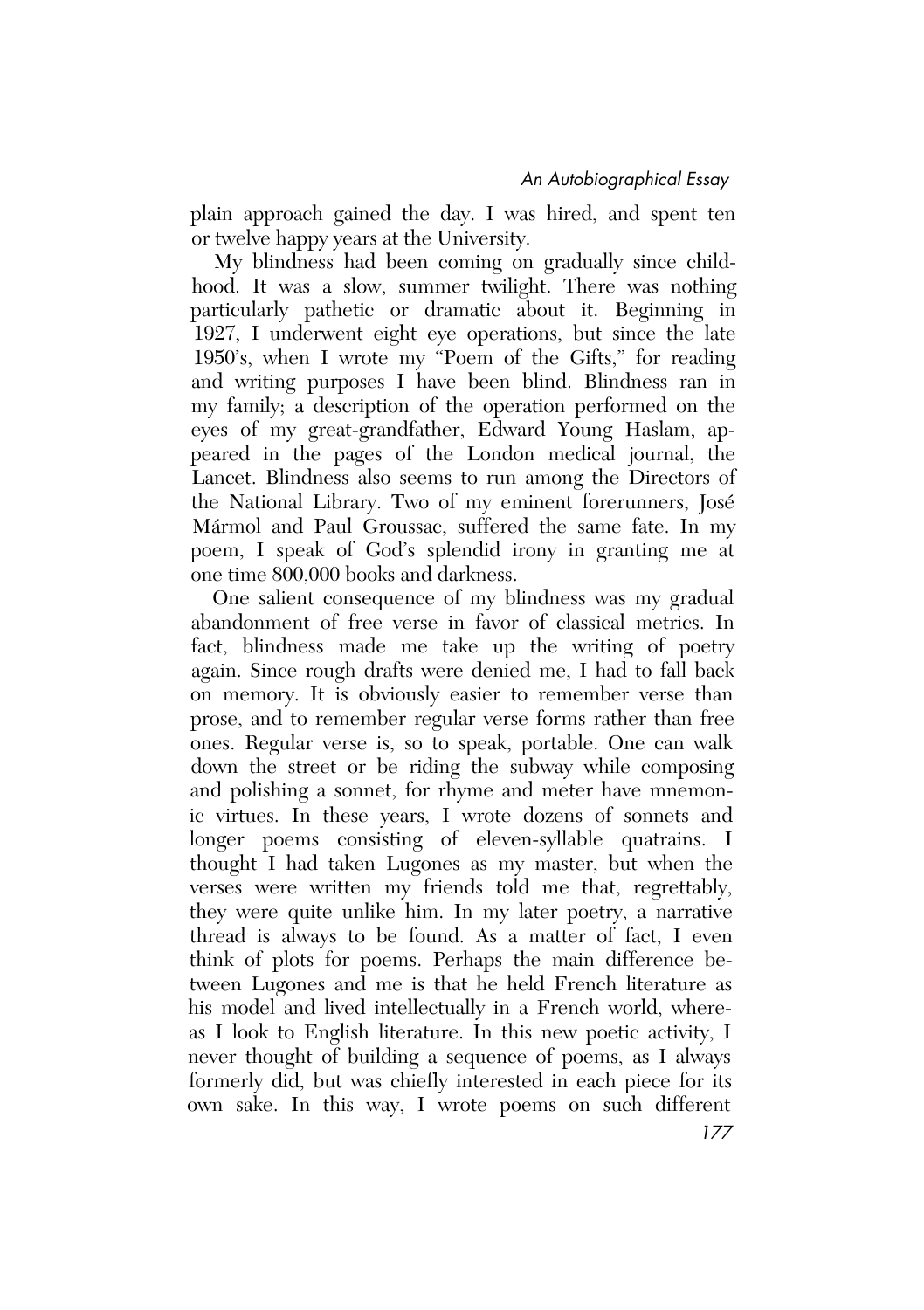plain approach gained the day. I was hired, and spent ten or twelve happy years at the University.

My blindness had been coming on gradually since childhood. It was a slow, summer twilight. There was nothing particularly pathetic or dramatic about it. Beginning in 1927, I underwent eight eye operations, but since the late 1950's, when I wrote my "Poem of the Gifts," for reading and writing purposes I have been blind. Blindness ran in my family; a description of the operation performed on the eyes of my great-grandfather, Edward Young Haslam, appeared in the pages of the London medical journal, the Lancet. Blindness also seems to run among the Directors of the National Library. Two of my eminent forerunners, José Mármol and Paul Groussac, suffered the same fate. In my poem, I speak of God's splendid irony in granting me at one time 800,000 books and darkness.

One salient consequence of my blindness was my gradual abandonment of free verse in favor of classical metrics. In fact, blindness made me take up the writing of poetry again. Since rough drafts were denied me, I had to fall back on memory. It is obviously easier to remember verse than prose, and to remember regular verse forms rather than free ones. Regular verse is, so to speak, portable. One can walk down the street or be riding the subway while composing and polishing a sonnet, for rhyme and meter have mnemonic virtues. In these years, I wrote dozens of sonnets and longer poems consisting of eleven-syllable quatrains. I thought I had taken Lugones as my master, but when the verses were written my friends told me that, regrettably, they were quite unlike him. In my later poetry, a narrative thread is always to be found. As a matter of fact, I even think of plots for poems. Perhaps the main difference between Lugones and me is that he held French literature as his model and lived intellectually in a French world, whereas I look to English literature. In this new poetic activity, I never thought of building a sequence of poems, as I always formerly did, but was chiefly interested in each piece for its own sake. In this way, I wrote poems on such different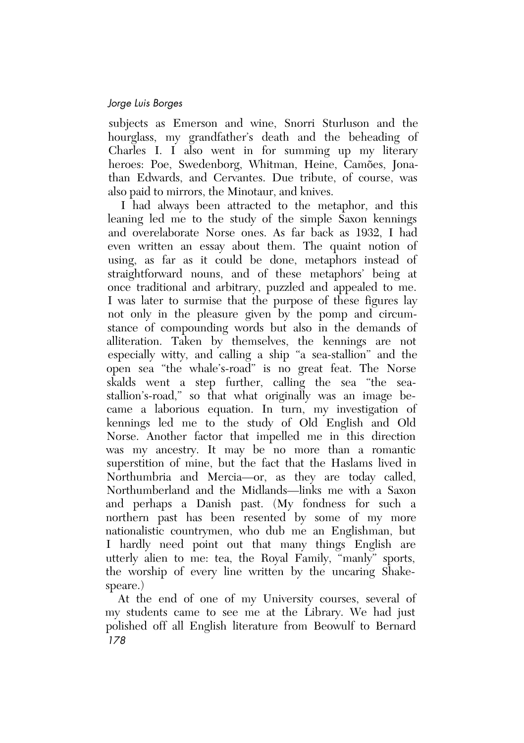subjects as Emerson and wine, Snorri Sturluson and the hourglass, my grandfather's death and the beheading of Charles I. I also went in for summing up my literary heroes: Poe, Swedenborg, Whitman, Heine, Camões, Jonathan Edwards, and Cervantes. Due tribute, of course, was also paid to mirrors, the Minotaur, and knives.

I had always been attracted to the metaphor, and this leaning led me to the study of the simple Saxon kennings and overelaborate Norse ones. As far back as 1932, I had even written an essay about them. The quaint notion of using, as far as it could be done, metaphors instead of straightforward nouns, and of these metaphors' being at once traditional and arbitrary, puzzled and appealed to me. I was later to surmise that the purpose of these figures lay not only in the pleasure given by the pomp and circumstance of compounding words but also in the demands of alliteration. Taken by themselves, the kennings are not especially witty, and calling a ship "a sea-stallion" and the open sea "the whale's-road" is no great feat. The Norse skalds went a step further, calling the sea "the sea-stallion's-road," so that what originally was an image became a laborious equation. In turn, my investigation of kennings led me to the study of Old English and Old Norse. Another factor that impelled me in this direction was my ancestry. It may be no more than a romantic superstition of mine, but the fact that the Haslams lived in Northumbria and Mercia—or, as they are today called, Northumberland and the Midlands—links me with a Saxon and perhaps a Danish past. (My fondness for such a northern past has been resented by some of my more nationalistic countrymen, who dub me an Englishman, but I hardly need point out that many things English are utterly alien to me: tea, the Royal Family, "manly" sports, the worship of every line written by the uncaring Shakespeare.)

At the end of one of my University courses, several of my students came to see me at the Library. We had just polished off all English literature from Beowulf to Bernard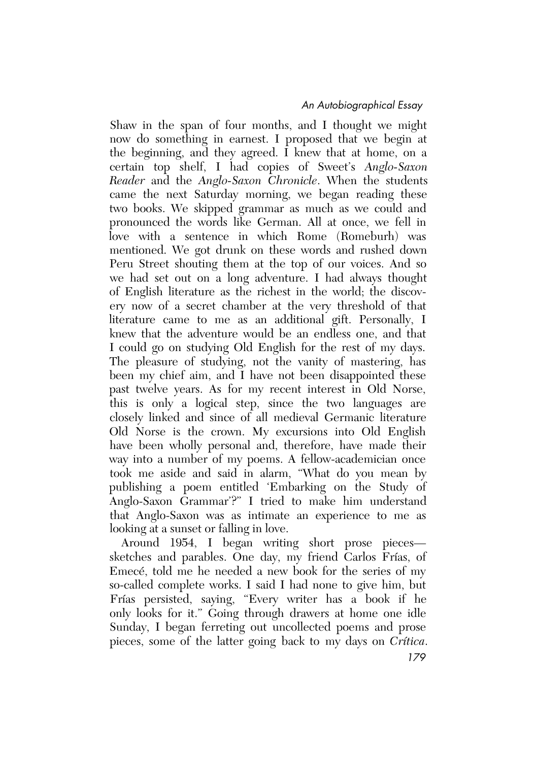Shaw in the span of four months, and I thought we might now do something in earnest. I proposed that we begin at the beginning, and they agreed. I knew that at home, on a certain top shelf, I had copies of Sweet's *Anglo-Saxon Reader* and the *Anglo-Saxon Chronicle*. When the students came the next Saturday morning, we began reading these two books. We skipped grammar as much as we could and pronounced the words like German. All at once, we fell in love with a sentence in which Rome (Romeburh) was mentioned. We got drunk on these words and rushed down Peru Street shouting them at the top of our voices. And so we had set out on a long adventure. I had always thought of English literature as the richest in the world; the discovery now of a secret chamber at the very threshold of that literature came to me as an additional gift. Personally, I knew that the adventure would be an endless one, and that I could go on studying Old English for the rest of my days. The pleasure of studying, not the vanity of mastering, has been my chief aim, and I have not been disappointed these past twelve years. As for my recent interest in Old Norse, this is only a logical step, since the two languages are closely linked and since of all medieval Germanic literature Old Norse is the crown. My excursions into Old English have been wholly personal and, therefore, have made their way into a number of my poems. A fellow-academician once took me aside and said in alarm, "What do you mean by publishing a poem entitled 'Embarking on the Study of Anglo-Saxon Grammar'?" I tried to make him understand that Anglo-Saxon was as intimate an experience to me as looking at a sunset or falling in love.

Around 1954, I began writing short prose pieces—sketches and parables. One day, my friend Carlos Frías, of Emecé, told me he needed a new book for the series of my so-called complete works. I said I had none to give him, but Frías persisted, saying, "Every writer has a book if he only looks for it." Going through drawers at home one idle Sunday, I began ferreting out uncollected poems and prose pieces, some of the latter going back to my days on *Crítica*.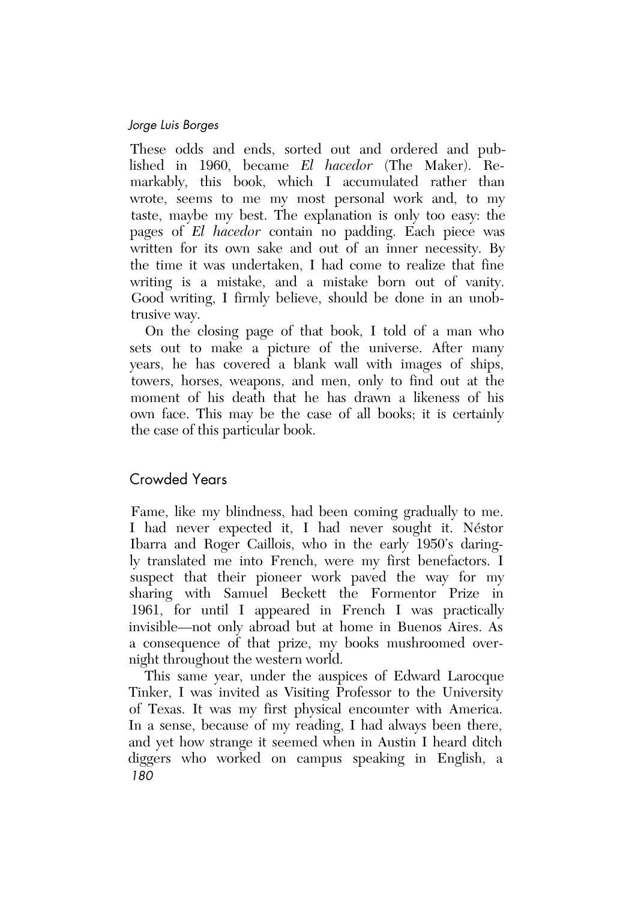These odds and ends, sorted out and ordered and published in 1960, became *El hacedor* (The Maker). Remarkably, this book, which I accumulated rather than wrote, seems to me my most personal work and, to my taste, maybe my best. The explanation is only too easy: the pages of *El hacedor* contain no padding. Each piece was written for its own sake and out of an inner necessity. By the time it was undertaken, I had come to realize that fine writing is a mistake, and a mistake born out of vanity. Good writing, I firmly believe, should be done in an unobtrusive way.

On the closing page of that book, I told of a man who sets out to make a picture of the universe. After many years, he has covered a blank wall with images of ships, towers, horses, weapons, and men, only to find out at the moment of his death that he has drawn a likeness of his own face. This may be the case of all books; it is certainly the case of this particular book.

## Crowded Years

Fame, like my blindness, had been coming gradually to me. I had never expected it, I had never sought it. Néstor Ibarra and Roger Caillois, who in the early 1950's daringly translated me into French, were my first benefactors. I suspect that their pioneer work paved the way for my sharing with Samuel Beckett the Formentor Prize in 1961, for until I appeared in French I was practically invisible—not only abroad but at home in Buenos Aires. As a consequence of that prize, my books mushroomed overnight throughout the western world.

This same year, under the auspices of Edward Larocque Tinker, I was invited as Visiting Professor to the University of Texas. It was my first physical encounter with America. In a sense, because of my reading, I had always been there, and yet how strange it seemed when in Austin I heard ditch diggers who worked on campus speaking in English, a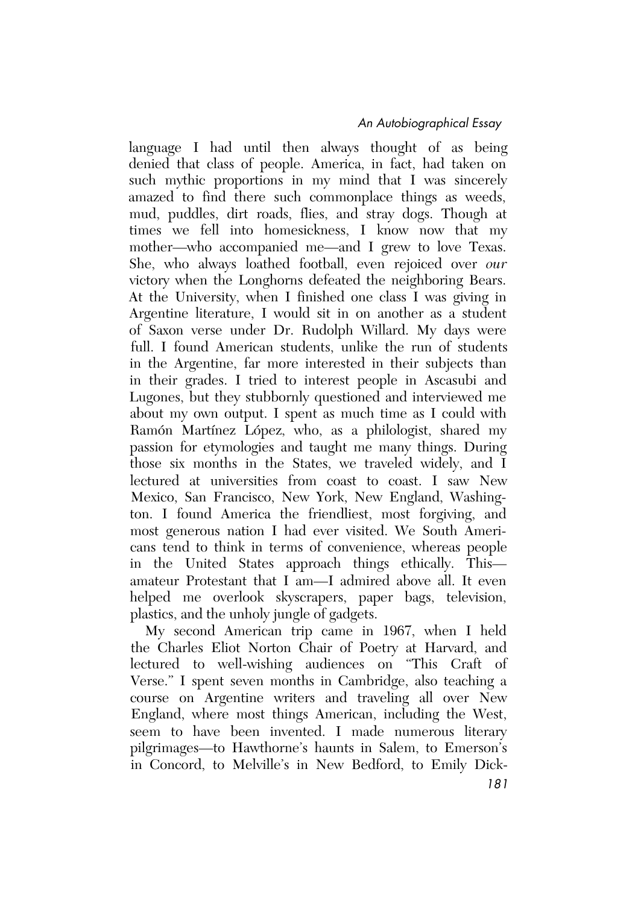language I had until then always thought of as being denied that class of people. America, in fact, had taken on such mythic proportions in my mind that I was sincerely amazed to find there such commonplace things as weeds, mud, puddles, dirt roads, flies, and stray dogs. Though at times we fell into homesickness, I know now that my mother—who accompanied me—and I grew to love Texas. She, who always loathed football, even rejoiced over *our* victory when the Longhorns defeated the neighboring Bears. At the University, when I finished one class I was giving in Argentine literature, I would sit in on another as a student of Saxon verse under Dr. Rudolph Willard. My days were full. I found American students, unlike the run of students in the Argentine, far more interested in their subjects than in their grades. I tried to interest people in Ascasubi and Lugones, but they stubbornly questioned and interviewed me about my own output. I spent as much time as I could with Ramón Martínez López, who, as a philologist, shared my passion for etymologies and taught me many things. During those six months in the States, we traveled widely, and I lectured at universities from coast to coast. I saw New Mexico, San Francisco, New York, New England, Washington. I found America the friendliest, most forgiving, and most generous nation I had ever visited. We South Americans tend to think in terms of convenience, whereas people in the United States approach things ethically. This—amateur Protestant that I am—I admired above all. It even helped me overlook skyscrapers, paper bags, television, plastics, and the unholy jungle of gadgets.

My second American trip came in 1967, when I held the Charles Eliot Norton Chair of Poetry at Harvard, and lectured to well-wishing audiences on "This Craft of Verse." I spent seven months in Cambridge, also teaching a course on Argentine writers and traveling all over New England, where most things American, including the West, seem to have been invented. I made numerous literary pilgrimages—to Hawthorne's haunts in Salem, to Emerson's in Concord, to Melville's in New Bedford, to Emily Dick-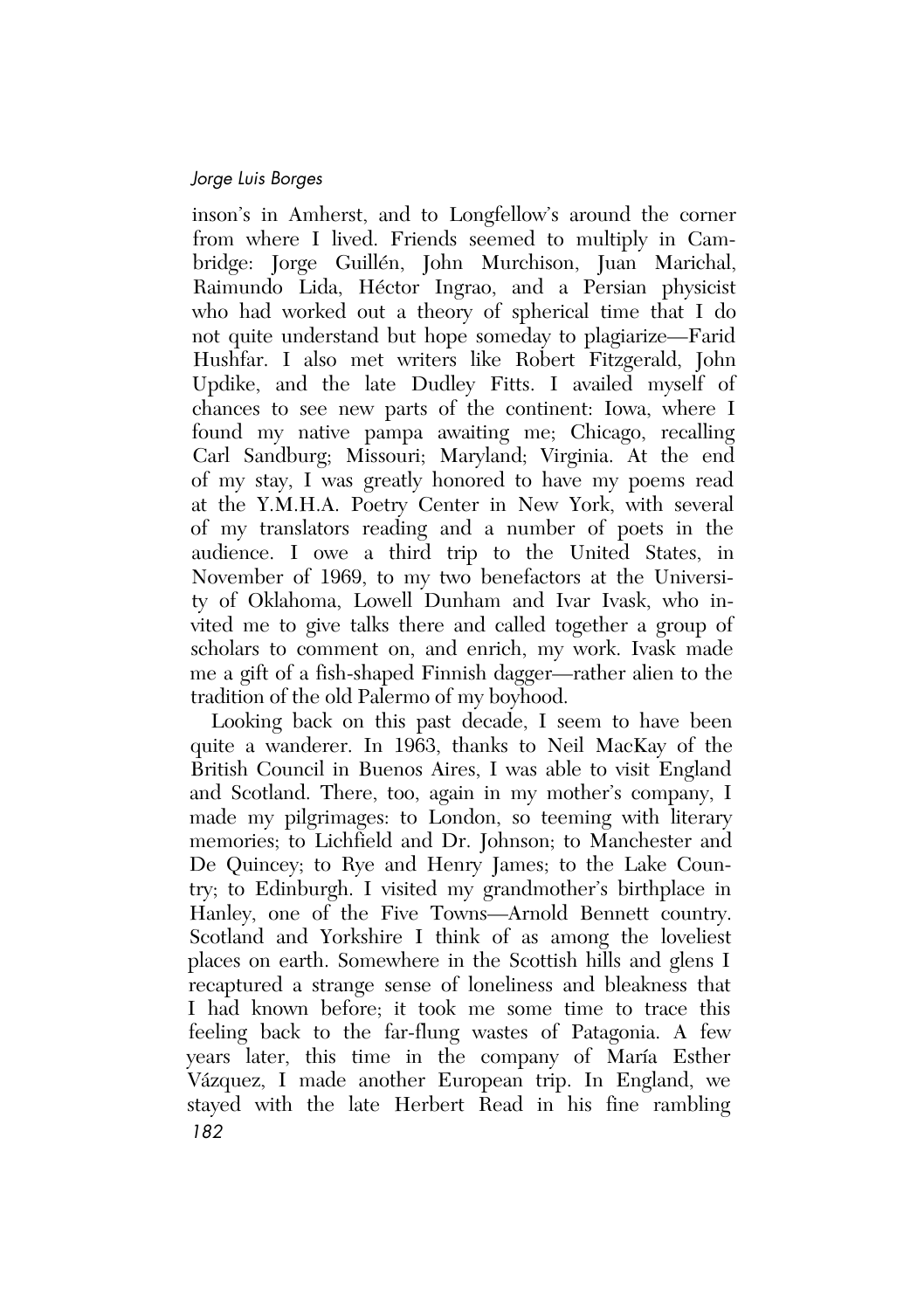inson's in Amherst, and to Longfellow's around the corner from where I lived. Friends seemed to multiply in Cambridge: Jorge Guillén, John Murchison, Juan Marichal, Raimundo Lida, Héctor Ingrao, and a Persian physicist who had worked out a theory of spherical time that I do not quite understand but hope someday to plagiarize—Farid Hushfar. I also met writers like Robert Fitzgerald, John Updike, and the late Dudley Fitts. I availed myself of chances to see new parts of the continent: Iowa, where I found my native pampa awaiting me; Chicago, recalling Carl Sandburg; Missouri; Maryland; Virginia. At the end of my stay, I was greatly honored to have my poems read at the Y.M.H.A. Poetry Center in New York, with several of my translators reading and a number of poets in the audience. I owe a third trip to the United States, in November of 1969, to my two benefactors at the University of Oklahoma, Lowell Dunham and Ivar Ivask, who invited me to give talks there and called together a group of scholars to comment on, and enrich, my work. Ivask made me a gift of a fish-shaped Finnish dagger—rather alien to the tradition of the old Palermo of my boyhood.

Looking back on this past decade, I seem to have been quite a wanderer. In 1963, thanks to Neil MacKay of the British Council in Buenos Aires, I was able to visit England and Scotland. There, too, again in my mother's company, I made my pilgrimages: to London, so teeming with literary memories; to Lichfield and Dr. Johnson; to Manchester and De Quincey; to Rye and Henry James; to the Lake Country; to Edinburgh. I visited my grandmother's birthplace in Hanley, one of the Five Towns—Arnold Bennett country. Scotland and Yorkshire I think of as among the loveliest places on earth. Somewhere in the Scottish hills and glens I recaptured a strange sense of loneliness and bleakness that I had known before; it took me some time to trace this feeling back to the far-flung wastes of Patagonia. A few years later, this time in the company of María Esther Vázquez, I made another European trip. In England, we stayed with the late Herbert Read in his fine rambling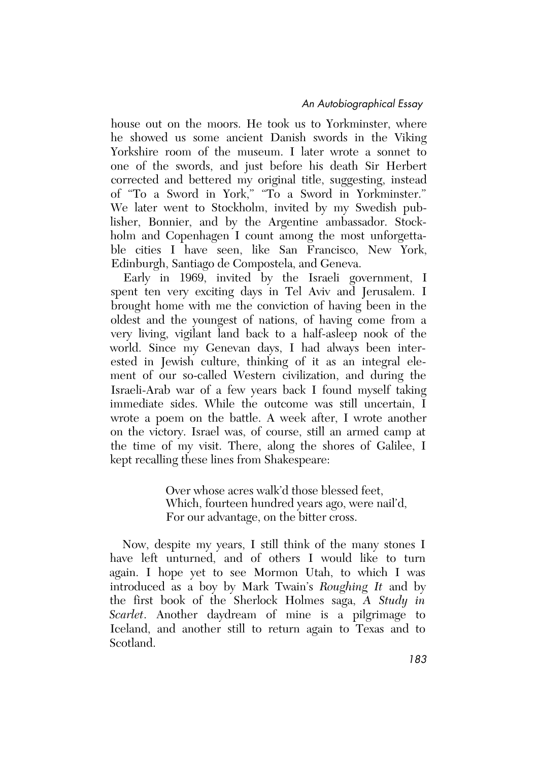house out on the moors. He took us to Yorkminster, where he showed us some ancient Danish swords in the Viking Yorkshire room of the museum. I later wrote a sonnet to one of the swords, and just before his death Sir Herbert corrected and bettered my original title, suggesting, instead of "To a Sword in York," "To a Sword in Yorkminster." We later went to Stockholm, invited by my Swedish publisher, Bonnier, and by the Argentine ambassador. Stockholm and Copenhagen I count among the most unforgettable cities I have seen, like San Francisco, New York, Edinburgh, Santiago de Compostela, and Geneva.

Early in 1969, invited by the Israeli government, I spent ten very exciting days in Tel Aviv and Jerusalem. I brought home with me the conviction of having been in the oldest and the youngest of nations, of having come from a very living, vigilant land back to a half-asleep nook of the world. Since my Genevan days, I had always been interested in Jewish culture, thinking of it as an integral element of our so-called Western civilization, and during the Israeli-Arab war of a few years back I found myself taking immediate sides. While the outcome was still uncertain, I wrote a poem on the battle. A week after, I wrote another on the victory. Israel was, of course, still an armed camp at the time of my visit. There, along the shores of Galilee, I kept recalling these lines from Shakespeare:

> Over whose acres walk'd those blessed feet,
> Which, fourteen hundred years ago, were nail'd,
> For our advantage, on the bitter cross.

Now, despite my years, I still think of the many stones I have left unturned, and of others I would like to turn again. I hope yet to see Mormon Utah, to which I was introduced as a boy by Mark Twain's *Roughing It* and by the first book of the Sherlock Holmes saga, *A Study in Scarlet*. Another daydream of mine is a pilgrimage to Iceland, and another still to return again to Texas and to Scotland.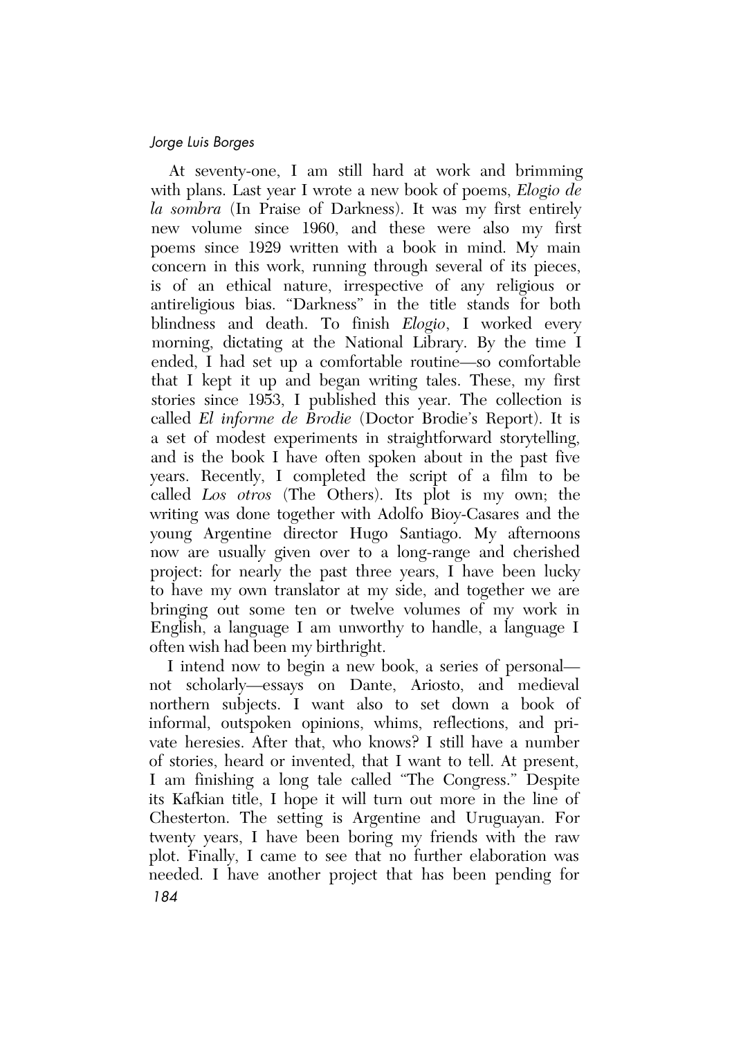At seventy-one, I am still hard at work and brimming with plans. Last year I wrote a new book of poems, *Elogio de la sombra* (In Praise of Darkness). It was my first entirely new volume since 1960, and these were also my first poems since 1929 written with a book in mind. My main concern in this work, running through several of its pieces, is of an ethical nature, irrespective of any religious or antireligious bias. "Darkness" in the title stands for both blindness and death. To finish *Elogio*, I worked every morning, dictating at the National Library. By the time I ended, I had set up a comfortable routine—so comfortable that I kept it up and began writing tales. These, my first stories since 1953, I published this year. The collection is called *El informe de Brodie* (Doctor Brodie's Report). It is a set of modest experiments in straightforward storytelling, and is the book I have often spoken about in the past five years. Recently, I completed the script of a film to be called *Los otros* (The Others). Its plot is my own; the writing was done together with Adolfo Bioy-Casares and the young Argentine director Hugo Santiago. My afternoons now are usually given over to a long-range and cherished project: for nearly the past three years, I have been lucky to have my own translator at my side, and together we are bringing out some ten or twelve volumes of my work in English, a language I am unworthy to handle, a language I often wish had been my birthright.

I intend now to begin a new book, a series of personal—not scholarly—essays on Dante, Ariosto, and medieval northern subjects. I want also to set down a book of informal, outspoken opinions, whims, reflections, and private heresies. After that, who knows? I still have a number of stories, heard or invented, that I want to tell. At present, I am finishing a long tale called "The Congress." Despite its Kafkian title, I hope it will turn out more in the line of Chesterton. The setting is Argentine and Uruguayan. For twenty years, I have been boring my friends with the raw plot. Finally, I came to see that no further elaboration was needed. I have another project that has been pending for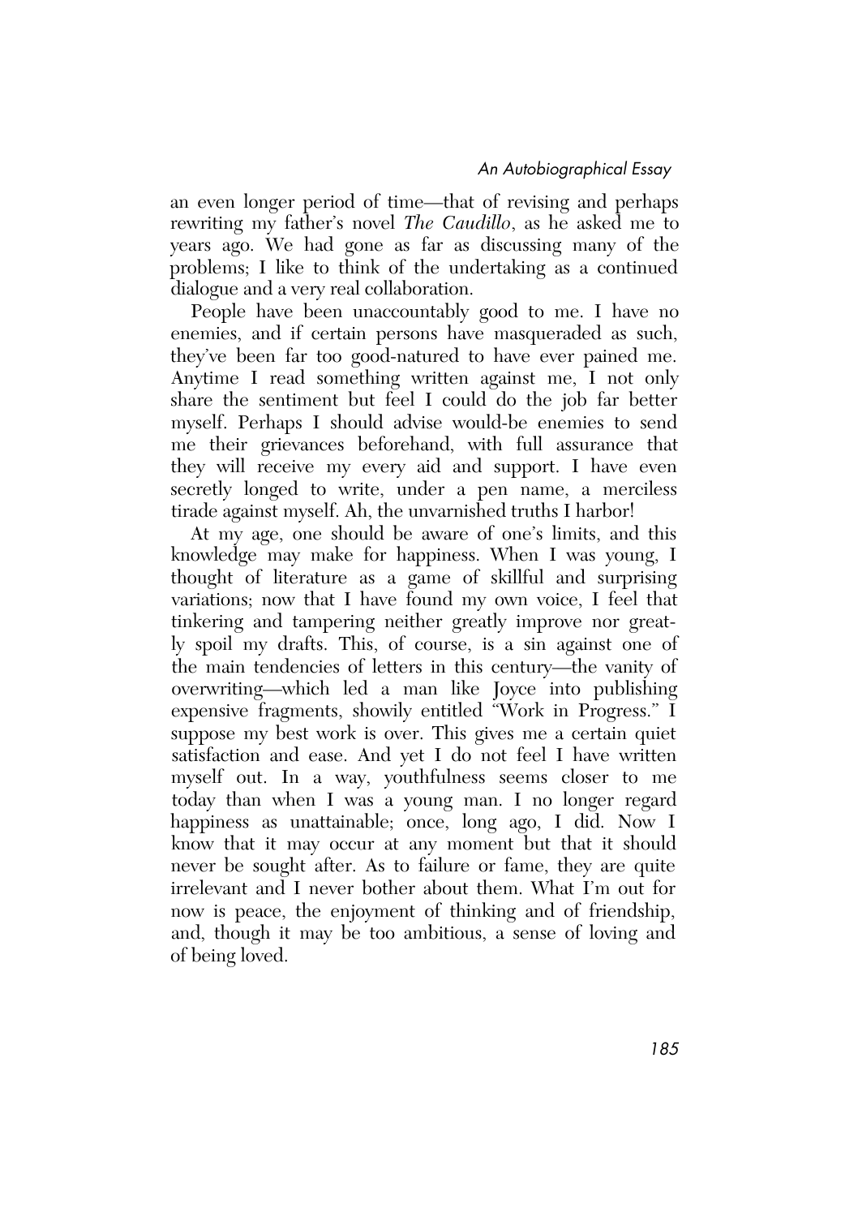an even longer period of time—that of revising and perhaps rewriting my father's novel *The Caudillo*, as he asked me to years ago. We had gone as far as discussing many of the problems; I like to think of the undertaking as a continued dialogue and a very real collaboration.

People have been unaccountably good to me. I have no enemies, and if certain persons have masqueraded as such, they've been far too good-natured to have ever pained me. Anytime I read something written against me, I not only share the sentiment but feel I could do the job far better myself. Perhaps I should advise would-be enemies to send me their grievances beforehand, with full assurance that they will receive my every aid and support. I have even secretly longed to write, under a pen name, a merciless tirade against myself. Ah, the unvarnished truths I harbor!

At my age, one should be aware of one's limits, and this knowledge may make for happiness. When I was young, I thought of literature as a game of skillful and surprising variations; now that I have found my own voice, I feel that tinkering and tampering neither greatly improve nor greatly spoil my drafts. This, of course, is a sin against one of the main tendencies of letters in this century—the vanity of overwriting—which led a man like Joyce into publishing expensive fragments, showily entitled "Work in Progress." I suppose my best work is over. This gives me a certain quiet satisfaction and ease. And yet I do not feel I have written myself out. In a way, youthfulness seems closer to me today than when I was a young man. I no longer regard happiness as unattainable; once, long ago, I did. Now I know that it may occur at any moment but that it should never be sought after. As to failure or fame, they are quite irrelevant and I never bother about them. What I'm out for now is peace, the enjoyment of thinking and of friendship, and, though it may be too ambitious, a sense of loving and of being loved.